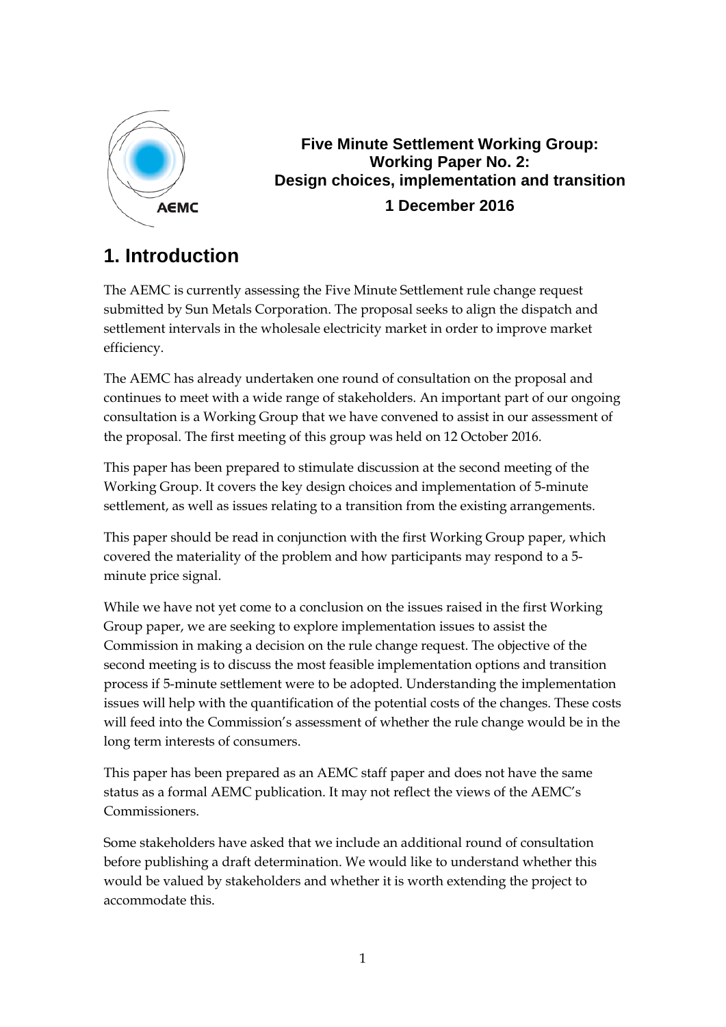**Five Minute Settlement Working Group:**
**Working Paper No. 2:**
**Design choices, implementation and transition**

**1 December 2016**

# 1. Introduction

The AEMC is currently assessing the Five Minute Settlement rule change request submitted by Sun Metals Corporation. The proposal seeks to align the dispatch and settlement intervals in the wholesale electricity market in order to improve market efficiency.

The AEMC has already undertaken one round of consultation on the proposal and continues to meet with a wide range of stakeholders. An important part of our ongoing consultation is a Working Group that we have convened to assist in our assessment of the proposal. The first meeting of this group was held on 12 October 2016.

This paper has been prepared to stimulate discussion at the second meeting of the Working Group. It covers the key design choices and implementation of 5-minute settlement, as well as issues relating to a transition from the existing arrangements.

This paper should be read in conjunction with the first Working Group paper, which covered the materiality of the problem and how participants may respond to a 5-minute price signal.

While we have not yet come to a conclusion on the issues raised in the first Working Group paper, we are seeking to explore implementation issues to assist the Commission in making a decision on the rule change request. The objective of the second meeting is to discuss the most feasible implementation options and transition process if 5-minute settlement were to be adopted. Understanding the implementation issues will help with the quantification of the potential costs of the changes. These costs will feed into the Commission's assessment of whether the rule change would be in the long term interests of consumers.

This paper has been prepared as an AEMC staff paper and does not have the same status as a formal AEMC publication. It may not reflect the views of the AEMC's Commissioners.

Some stakeholders have asked that we include an additional round of consultation before publishing a draft determination. We would like to understand whether this would be valued by stakeholders and whether it is worth extending the project to accommodate this.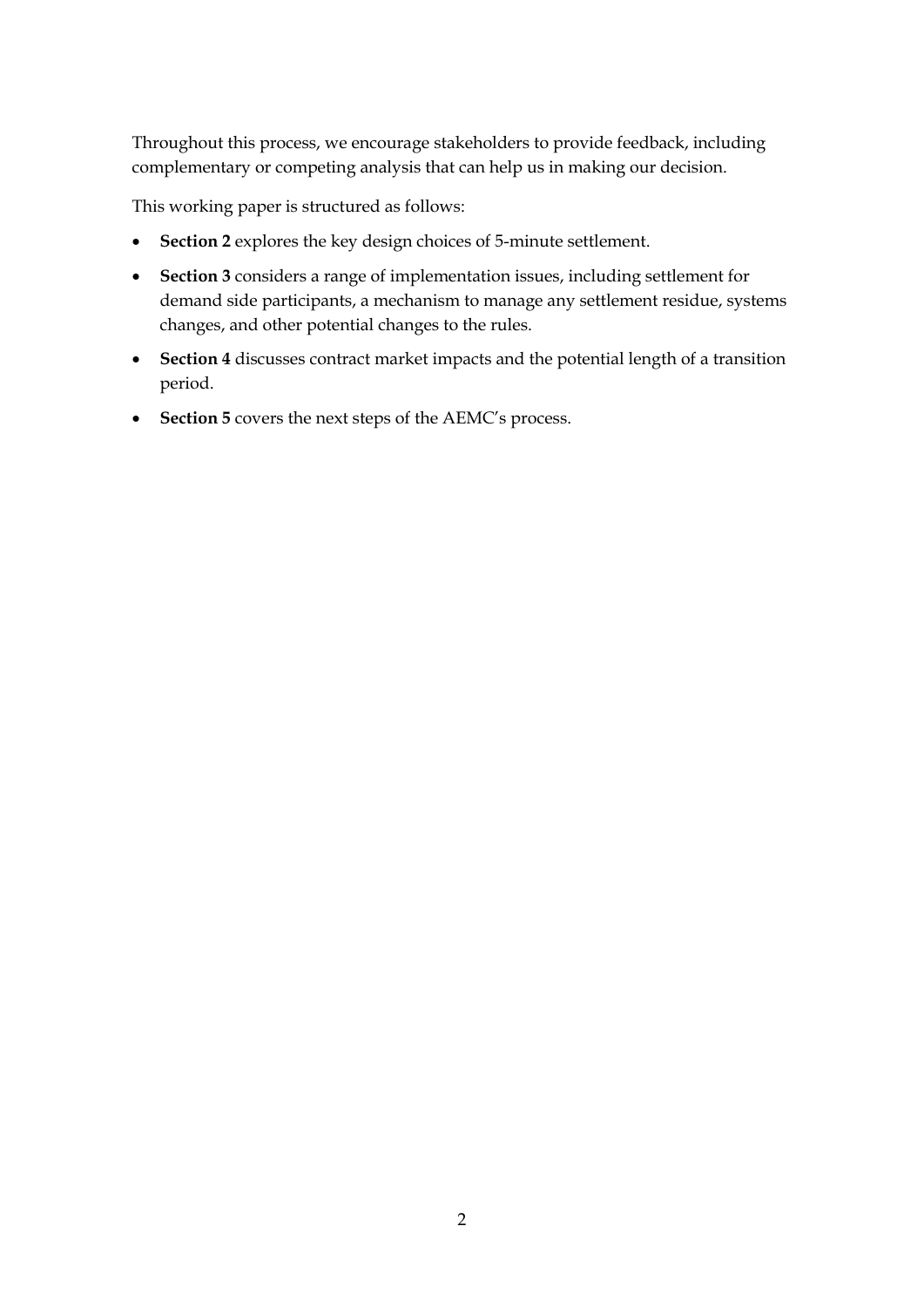Throughout this process, we encourage stakeholders to provide feedback, including complementary or competing analysis that can help us in making our decision.

This working paper is structured as follows:

- **Section 2** explores the key design choices of 5-minute settlement.
- **Section 3** considers a range of implementation issues, including settlement for demand side participants, a mechanism to manage any settlement residue, systems changes, and other potential changes to the rules.
- **Section 4** discusses contract market impacts and the potential length of a transition period.
- **Section 5** covers the next steps of the AEMC's process.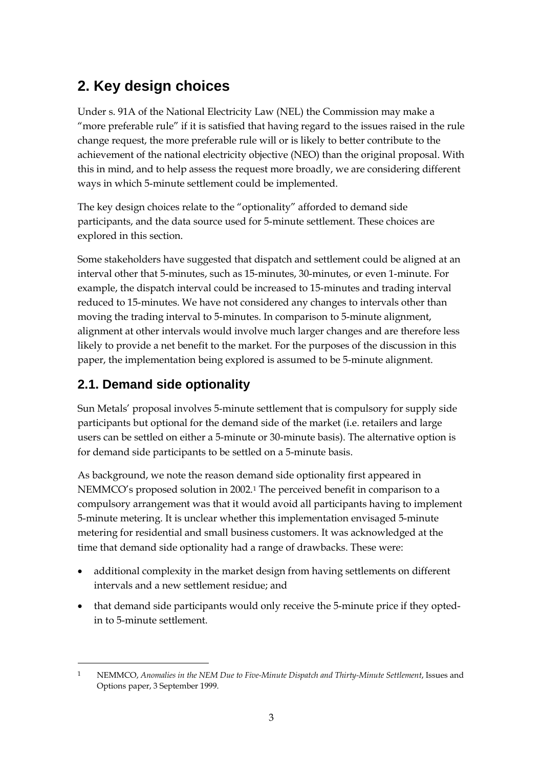# 2. Key design choices

Under s. 91A of the National Electricity Law (NEL) the Commission may make a "more preferable rule" if it is satisfied that having regard to the issues raised in the rule change request, the more preferable rule will or is likely to better contribute to the achievement of the national electricity objective (NEO) than the original proposal. With this in mind, and to help assess the request more broadly, we are considering different ways in which 5-minute settlement could be implemented.

The key design choices relate to the "optionality" afforded to demand side participants, and the data source used for 5-minute settlement. These choices are explored in this section.

Some stakeholders have suggested that dispatch and settlement could be aligned at an interval other that 5-minutes, such as 15-minutes, 30-minutes, or even 1-minute. For example, the dispatch interval could be increased to 15-minutes and trading interval reduced to 15-minutes. We have not considered any changes to intervals other than moving the trading interval to 5-minutes. In comparison to 5-minute alignment, alignment at other intervals would involve much larger changes and are therefore less likely to provide a net benefit to the market. For the purposes of the discussion in this paper, the implementation being explored is assumed to be 5-minute alignment.

## 2.1. Demand side optionality

Sun Metals' proposal involves 5-minute settlement that is compulsory for supply side participants but optional for the demand side of the market (i.e. retailers and large users can be settled on either a 5-minute or 30-minute basis). The alternative option is for demand side participants to be settled on a 5-minute basis.

As background, we note the reason demand side optionality first appeared in NEMMCO's proposed solution in 2002.[1] The perceived benefit in comparison to a compulsory arrangement was that it would avoid all participants having to implement 5-minute metering. It is unclear whether this implementation envisaged 5-minute metering for residential and small business customers. It was acknowledged at the time that demand side optionality had a range of drawbacks. These were:

- additional complexity in the market design from having settlements on different intervals and a new settlement residue; and
- that demand side participants would only receive the 5-minute price if they opted-in to 5-minute settlement.

[1] NEMMCO, *Anomalies in the NEM Due to Five-Minute Dispatch and Thirty-Minute Settlement*, Issues and Options paper, 3 September 1999.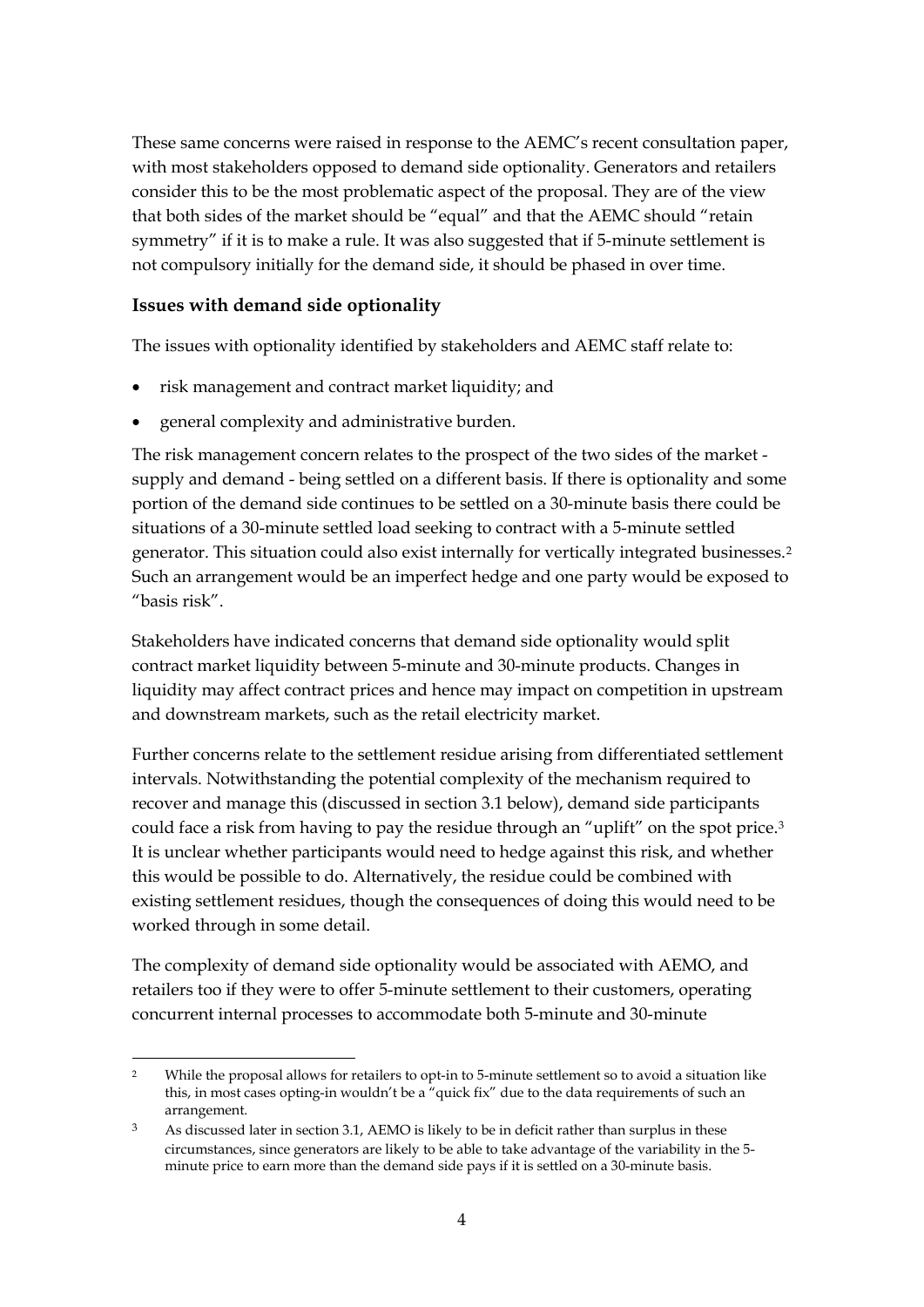These same concerns were raised in response to the AEMC's recent consultation paper, with most stakeholders opposed to demand side optionality. Generators and retailers consider this to be the most problematic aspect of the proposal. They are of the view that both sides of the market should be "equal" and that the AEMC should "retain symmetry" if it is to make a rule. It was also suggested that if 5-minute settlement is not compulsory initially for the demand side, it should be phased in over time.

### Issues with demand side optionality

The issues with optionality identified by stakeholders and AEMC staff relate to:

- risk management and contract market liquidity; and
- general complexity and administrative burden.

The risk management concern relates to the prospect of the two sides of the market - supply and demand - being settled on a different basis. If there is optionality and some portion of the demand side continues to be settled on a 30-minute basis there could be situations of a 30-minute settled load seeking to contract with a 5-minute settled generator. This situation could also exist internally for vertically integrated businesses.[2] Such an arrangement would be an imperfect hedge and one party would be exposed to "basis risk".

Stakeholders have indicated concerns that demand side optionality would split contract market liquidity between 5-minute and 30-minute products. Changes in liquidity may affect contract prices and hence may impact on competition in upstream and downstream markets, such as the retail electricity market.

Further concerns relate to the settlement residue arising from differentiated settlement intervals. Notwithstanding the potential complexity of the mechanism required to recover and manage this (discussed in section 3.1 below), demand side participants could face a risk from having to pay the residue through an "uplift" on the spot price.[3] It is unclear whether participants would need to hedge against this risk, and whether this would be possible to do. Alternatively, the residue could be combined with existing settlement residues, though the consequences of doing this would need to be worked through in some detail.

The complexity of demand side optionality would be associated with AEMO, and retailers too if they were to offer 5-minute settlement to their customers, operating concurrent internal processes to accommodate both 5-minute and 30-minute

---

[2] While the proposal allows for retailers to opt-in to 5-minute settlement so to avoid a situation like this, in most cases opting-in wouldn't be a "quick fix" due to the data requirements of such an arrangement.

[3] As discussed later in section 3.1, AEMO is likely to be in deficit rather than surplus in these circumstances, since generators are likely to be able to take advantage of the variability in the 5-minute price to earn more than the demand side pays if it is settled on a 30-minute basis.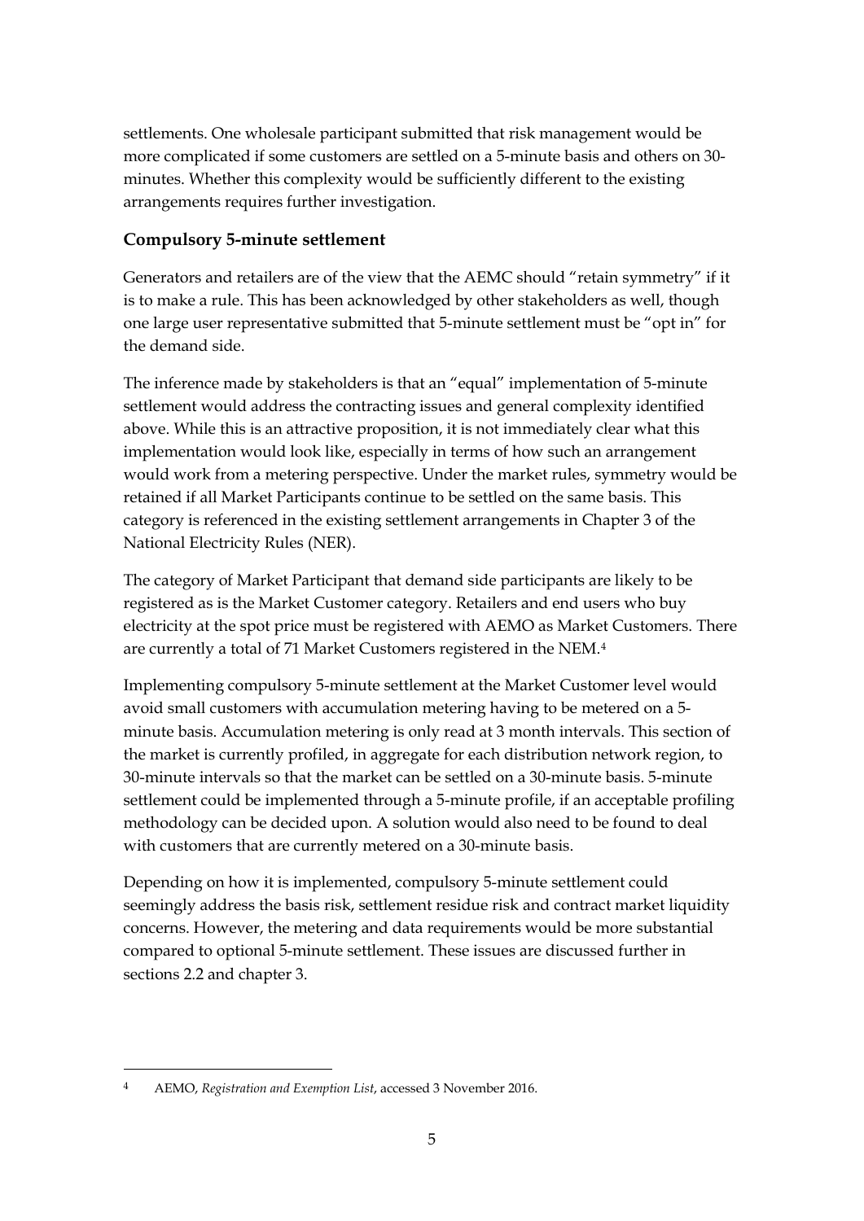settlements. One wholesale participant submitted that risk management would be more complicated if some customers are settled on a 5-minute basis and others on 30-minutes. Whether this complexity would be sufficiently different to the existing arrangements requires further investigation.

### Compulsory 5-minute settlement

Generators and retailers are of the view that the AEMC should "retain symmetry" if it is to make a rule. This has been acknowledged by other stakeholders as well, though one large user representative submitted that 5-minute settlement must be "opt in" for the demand side.

The inference made by stakeholders is that an "equal" implementation of 5-minute settlement would address the contracting issues and general complexity identified above. While this is an attractive proposition, it is not immediately clear what this implementation would look like, especially in terms of how such an arrangement would work from a metering perspective. Under the market rules, symmetry would be retained if all Market Participants continue to be settled on the same basis. This category is referenced in the existing settlement arrangements in Chapter 3 of the National Electricity Rules (NER).

The category of Market Participant that demand side participants are likely to be registered as is the Market Customer category. Retailers and end users who buy electricity at the spot price must be registered with AEMO as Market Customers. There are currently a total of 71 Market Customers registered in the NEM.[4]

Implementing compulsory 5-minute settlement at the Market Customer level would avoid small customers with accumulation metering having to be metered on a 5-minute basis. Accumulation metering is only read at 3 month intervals. This section of the market is currently profiled, in aggregate for each distribution network region, to 30-minute intervals so that the market can be settled on a 30-minute basis. 5-minute settlement could be implemented through a 5-minute profile, if an acceptable profiling methodology can be decided upon. A solution would also need to be found to deal with customers that are currently metered on a 30-minute basis.

Depending on how it is implemented, compulsory 5-minute settlement could seemingly address the basis risk, settlement residue risk and contract market liquidity concerns. However, the metering and data requirements would be more substantial compared to optional 5-minute settlement. These issues are discussed further in sections 2.2 and chapter 3.

---

[4] AEMO, *Registration and Exemption List*, accessed 3 November 2016.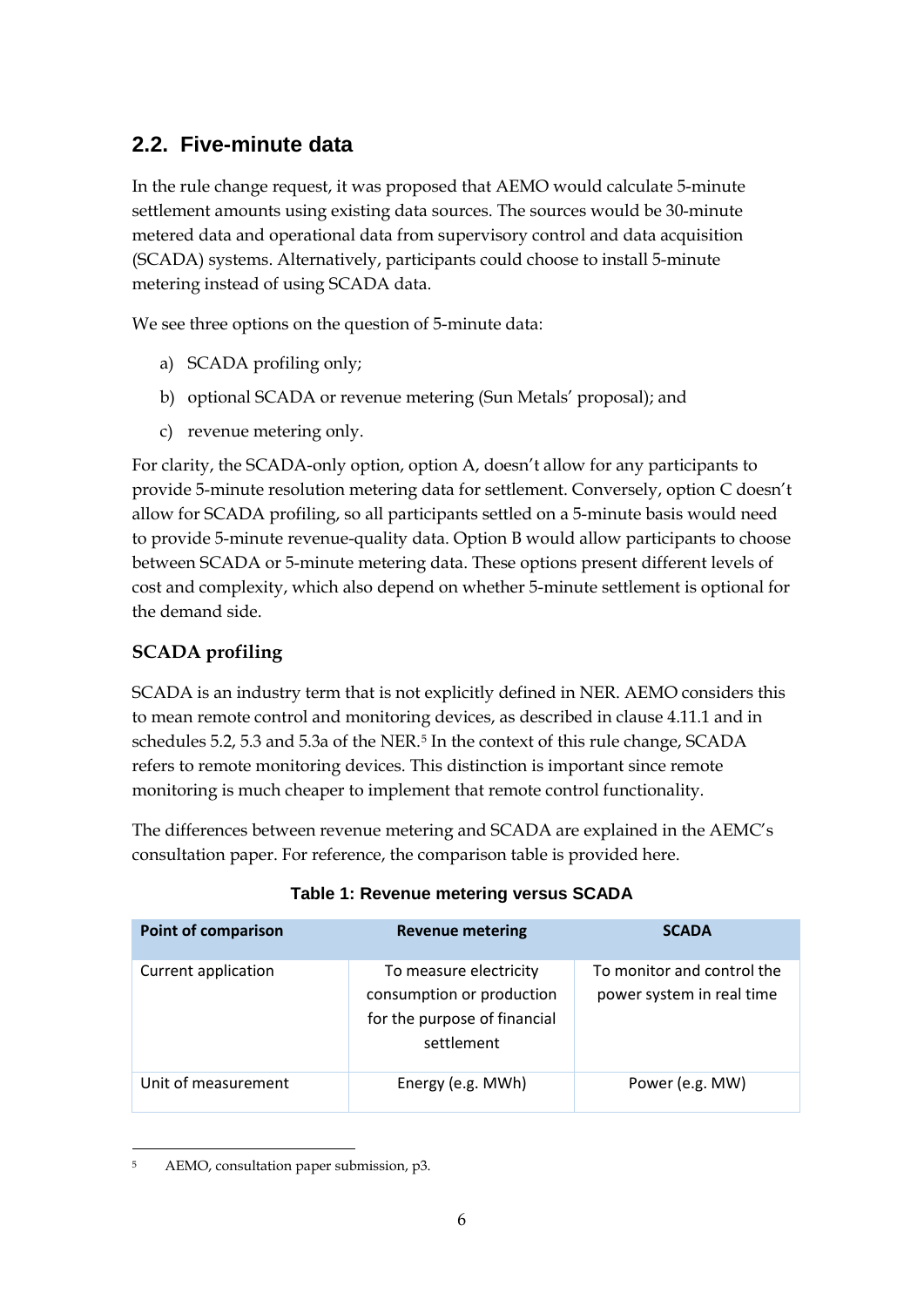## 2.2. Five-minute data

In the rule change request, it was proposed that AEMO would calculate 5-minute settlement amounts using existing data sources. The sources would be 30-minute metered data and operational data from supervisory control and data acquisition (SCADA) systems. Alternatively, participants could choose to install 5-minute metering instead of using SCADA data.

We see three options on the question of 5-minute data:

a) SCADA profiling only;

b) optional SCADA or revenue metering (Sun Metals' proposal); and

c) revenue metering only.

For clarity, the SCADA-only option, option A, doesn't allow for any participants to provide 5-minute resolution metering data for settlement. Conversely, option C doesn't allow for SCADA profiling, so all participants settled on a 5-minute basis would need to provide 5-minute revenue-quality data. Option B would allow participants to choose between SCADA or 5-minute metering data. These options present different levels of cost and complexity, which also depend on whether 5-minute settlement is optional for the demand side.

### SCADA profiling

SCADA is an industry term that is not explicitly defined in NER. AEMO considers this to mean remote control and monitoring devices, as described in clause 4.11.1 and in schedules 5.2, 5.3 and 5.3a of the NER.[5] In the context of this rule change, SCADA refers to remote monitoring devices. This distinction is important since remote monitoring is much cheaper to implement that remote control functionality.

The differences between revenue metering and SCADA are explained in the AEMC's consultation paper. For reference, the comparison table is provided here.

**Table 1: Revenue metering versus SCADA**

| Point of comparison | Revenue metering | SCADA |
|---|---|---|
| Current application | To measure electricity consumption or production for the purpose of financial settlement | To monitor and control the power system in real time |
| Unit of measurement | Energy (e.g. MWh) | Power (e.g. MW) |

[5] AEMO, consultation paper submission, p3.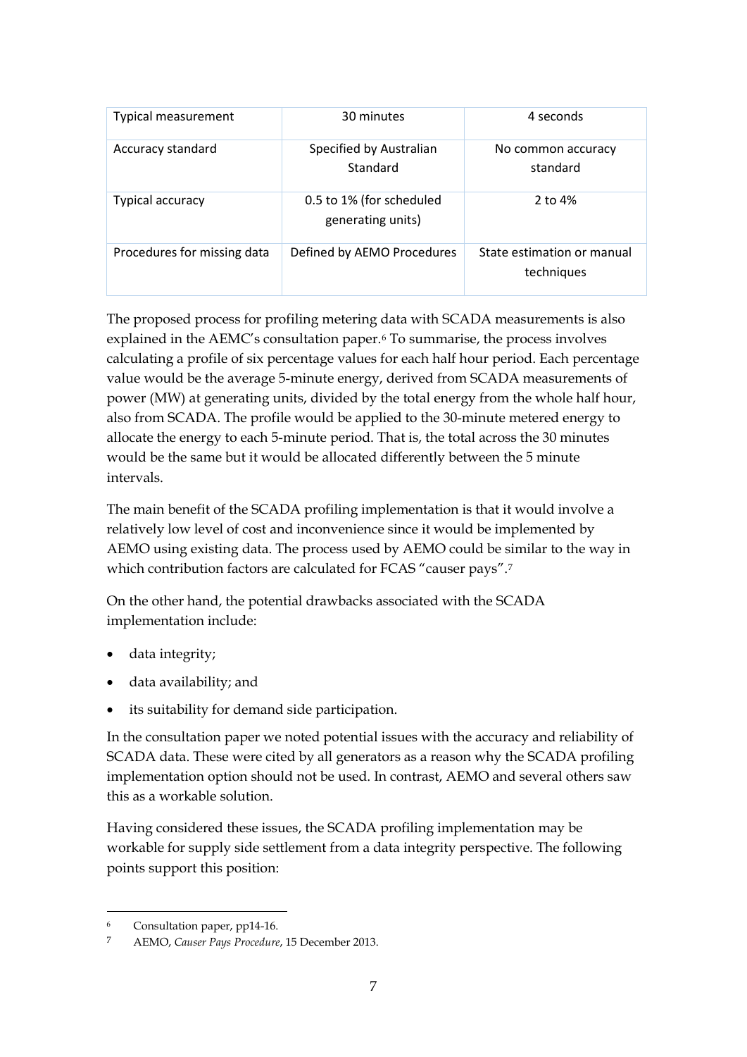| Typical measurement | 30 minutes | 4 seconds |
|---|---|---|
| Accuracy standard | Specified by Australian Standard | No common accuracy standard |
| Typical accuracy | 0.5 to 1% (for scheduled generating units) | 2 to 4% |
| Procedures for missing data | Defined by AEMO Procedures | State estimation or manual techniques |

The proposed process for profiling metering data with SCADA measurements is also explained in the AEMC's consultation paper.[6] To summarise, the process involves calculating a profile of six percentage values for each half hour period. Each percentage value would be the average 5-minute energy, derived from SCADA measurements of power (MW) at generating units, divided by the total energy from the whole half hour, also from SCADA. The profile would be applied to the 30-minute metered energy to allocate the energy to each 5-minute period. That is, the total across the 30 minutes would be the same but it would be allocated differently between the 5 minute intervals.

The main benefit of the SCADA profiling implementation is that it would involve a relatively low level of cost and inconvenience since it would be implemented by AEMO using existing data. The process used by AEMO could be similar to the way in which contribution factors are calculated for FCAS "causer pays".[7]

On the other hand, the potential drawbacks associated with the SCADA implementation include:

- data integrity;
- data availability; and
- its suitability for demand side participation.

In the consultation paper we noted potential issues with the accuracy and reliability of SCADA data. These were cited by all generators as a reason why the SCADA profiling implementation option should not be used. In contrast, AEMO and several others saw this as a workable solution.

Having considered these issues, the SCADA profiling implementation may be workable for supply side settlement from a data integrity perspective. The following points support this position:

---

[6] Consultation paper, pp14-16.

[7] AEMO, *Causer Pays Procedure*, 15 December 2013.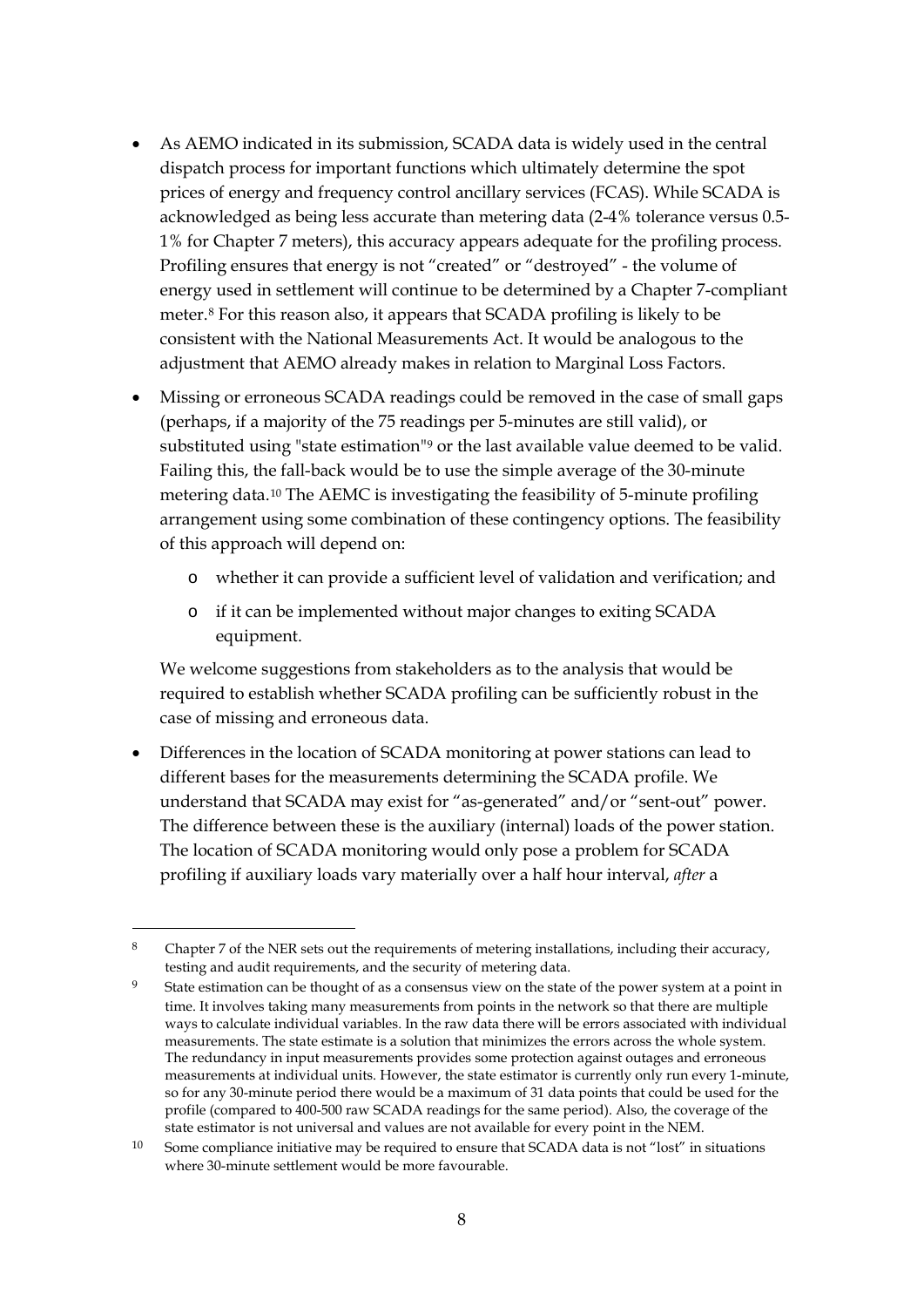- As AEMO indicated in its submission, SCADA data is widely used in the central dispatch process for important functions which ultimately determine the spot prices of energy and frequency control ancillary services (FCAS). While SCADA is acknowledged as being less accurate than metering data (2-4% tolerance versus 0.5-1% for Chapter 7 meters), this accuracy appears adequate for the profiling process. Profiling ensures that energy is not "created" or "destroyed" - the volume of energy used in settlement will continue to be determined by a Chapter 7-compliant meter.[8] For this reason also, it appears that SCADA profiling is likely to be consistent with the National Measurements Act. It would be analogous to the adjustment that AEMO already makes in relation to Marginal Loss Factors.
- Missing or erroneous SCADA readings could be removed in the case of small gaps (perhaps, if a majority of the 75 readings per 5-minutes are still valid), or substituted using "state estimation"[9] or the last available value deemed to be valid. Failing this, the fall-back would be to use the simple average of the 30-minute metering data.[10] The AEMC is investigating the feasibility of 5-minute profiling arrangement using some combination of these contingency options. The feasibility of this approach will depend on:
  - whether it can provide a sufficient level of validation and verification; and
  - if it can be implemented without major changes to exiting SCADA equipment.

  We welcome suggestions from stakeholders as to the analysis that would be required to establish whether SCADA profiling can be sufficiently robust in the case of missing and erroneous data.
- Differences in the location of SCADA monitoring at power stations can lead to different bases for the measurements determining the SCADA profile. We understand that SCADA may exist for "as-generated" and/or "sent-out" power. The difference between these is the auxiliary (internal) loads of the power station. The location of SCADA monitoring would only pose a problem for SCADA profiling if auxiliary loads vary materially over a half hour interval, *after* a

---

[8] Chapter 7 of the NER sets out the requirements of metering installations, including their accuracy, testing and audit requirements, and the security of metering data.

[9] State estimation can be thought of as a consensus view on the state of the power system at a point in time. It involves taking many measurements from points in the network so that there are multiple ways to calculate individual variables. In the raw data there will be errors associated with individual measurements. The state estimate is a solution that minimizes the errors across the whole system. The redundancy in input measurements provides some protection against outages and erroneous measurements at individual units. However, the state estimator is currently only run every 1-minute, so for any 30-minute period there would be a maximum of 31 data points that could be used for the profile (compared to 400-500 raw SCADA readings for the same period). Also, the coverage of the state estimator is not universal and values are not available for every point in the NEM.

[10] Some compliance initiative may be required to ensure that SCADA data is not "lost" in situations where 30-minute settlement would be more favourable.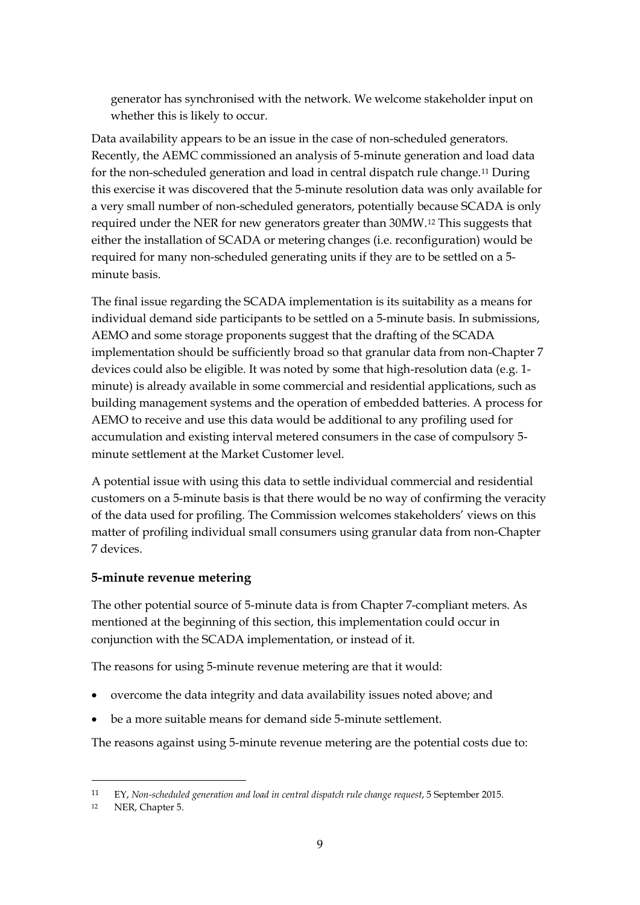generator has synchronised with the network. We welcome stakeholder input on whether this is likely to occur.

Data availability appears to be an issue in the case of non-scheduled generators. Recently, the AEMC commissioned an analysis of 5-minute generation and load data for the non-scheduled generation and load in central dispatch rule change.[11] During this exercise it was discovered that the 5-minute resolution data was only available for a very small number of non-scheduled generators, potentially because SCADA is only required under the NER for new generators greater than 30MW.[12] This suggests that either the installation of SCADA or metering changes (i.e. reconfiguration) would be required for many non-scheduled generating units if they are to be settled on a 5-minute basis.

The final issue regarding the SCADA implementation is its suitability as a means for individual demand side participants to be settled on a 5-minute basis. In submissions, AEMO and some storage proponents suggest that the drafting of the SCADA implementation should be sufficiently broad so that granular data from non-Chapter 7 devices could also be eligible. It was noted by some that high-resolution data (e.g. 1-minute) is already available in some commercial and residential applications, such as building management systems and the operation of embedded batteries. A process for AEMO to receive and use this data would be additional to any profiling used for accumulation and existing interval metered consumers in the case of compulsory 5-minute settlement at the Market Customer level.

A potential issue with using this data to settle individual commercial and residential customers on a 5-minute basis is that there would be no way of confirming the veracity of the data used for profiling. The Commission welcomes stakeholders' views on this matter of profiling individual small consumers using granular data from non-Chapter 7 devices.

### 5-minute revenue metering

The other potential source of 5-minute data is from Chapter 7-compliant meters. As mentioned at the beginning of this section, this implementation could occur in conjunction with the SCADA implementation, or instead of it.

The reasons for using 5-minute revenue metering are that it would:

- overcome the data integrity and data availability issues noted above; and
- be a more suitable means for demand side 5-minute settlement.

The reasons against using 5-minute revenue metering are the potential costs due to:

---

11 EY, *Non-scheduled generation and load in central dispatch rule change request*, 5 September 2015.

12 NER, Chapter 5.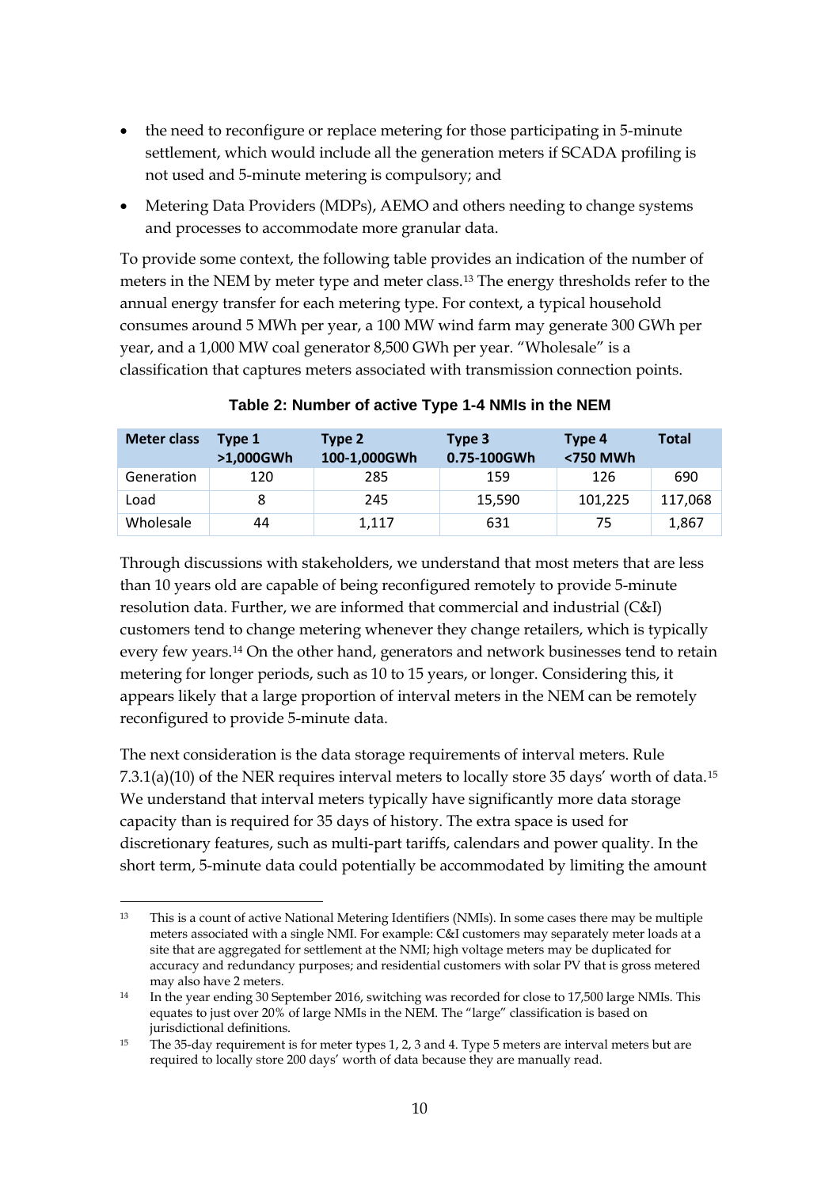- the need to reconfigure or replace metering for those participating in 5-minute settlement, which would include all the generation meters if SCADA profiling is not used and 5-minute metering is compulsory; and
- Metering Data Providers (MDPs), AEMO and others needing to change systems and processes to accommodate more granular data.

To provide some context, the following table provides an indication of the number of meters in the NEM by meter type and meter class.[13] The energy thresholds refer to the annual energy transfer for each metering type. For context, a typical household consumes around 5 MWh per year, a 100 MW wind farm may generate 300 GWh per year, and a 1,000 MW coal generator 8,500 GWh per year. "Wholesale" is a classification that captures meters associated with transmission connection points.

**Table 2: Number of active Type 1-4 NMIs in the NEM**

| Meter class | Type 1 >1,000GWh | Type 2 100-1,000GWh | Type 3 0.75-100GWh | Type 4 <750 MWh | Total |
|---|---|---|---|---|---|
| Generation | 120 | 285 | 159 | 126 | 690 |
| Load | 8 | 245 | 15,590 | 101,225 | 117,068 |
| Wholesale | 44 | 1,117 | 631 | 75 | 1,867 |

Through discussions with stakeholders, we understand that most meters that are less than 10 years old are capable of being reconfigured remotely to provide 5-minute resolution data. Further, we are informed that commercial and industrial (C&I) customers tend to change metering whenever they change retailers, which is typically every few years.[14] On the other hand, generators and network businesses tend to retain metering for longer periods, such as 10 to 15 years, or longer. Considering this, it appears likely that a large proportion of interval meters in the NEM can be remotely reconfigured to provide 5-minute data.

The next consideration is the data storage requirements of interval meters. Rule 7.3.1(a)(10) of the NER requires interval meters to locally store 35 days' worth of data.[15] We understand that interval meters typically have significantly more data storage capacity than is required for 35 days of history. The extra space is used for discretionary features, such as multi-part tariffs, calendars and power quality. In the short term, 5-minute data could potentially be accommodated by limiting the amount

---

[13] This is a count of active National Metering Identifiers (NMIs). In some cases there may be multiple meters associated with a single NMI. For example: C&I customers may separately meter loads at a site that are aggregated for settlement at the NMI; high voltage meters may be duplicated for accuracy and redundancy purposes; and residential customers with solar PV that is gross metered may also have 2 meters.

[14] In the year ending 30 September 2016, switching was recorded for close to 17,500 large NMIs. This equates to just over 20% of large NMIs in the NEM. The "large" classification is based on jurisdictional definitions.

[15] The 35-day requirement is for meter types 1, 2, 3 and 4. Type 5 meters are interval meters but are required to locally store 200 days' worth of data because they are manually read.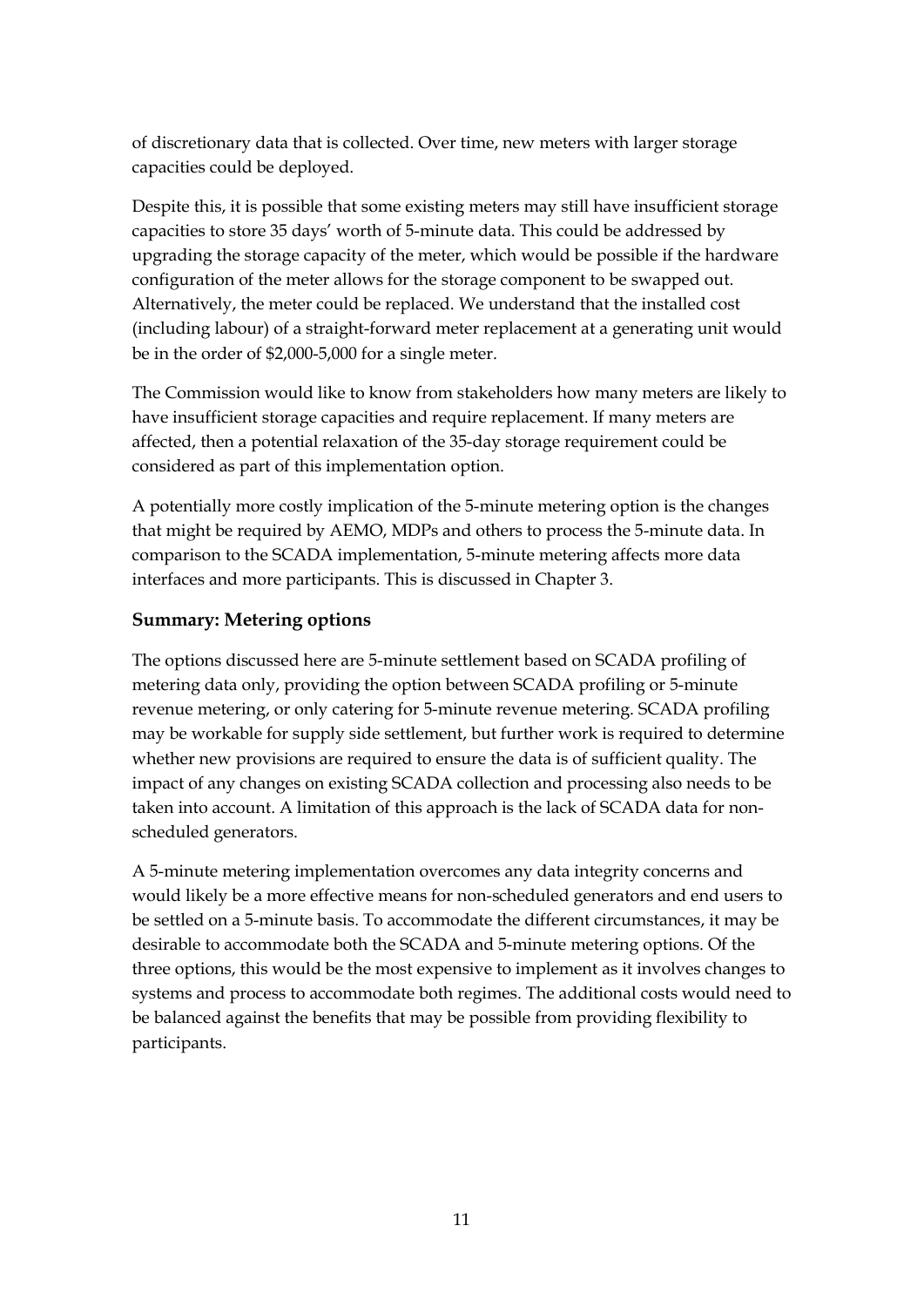of discretionary data that is collected. Over time, new meters with larger storage capacities could be deployed.

Despite this, it is possible that some existing meters may still have insufficient storage capacities to store 35 days' worth of 5-minute data. This could be addressed by upgrading the storage capacity of the meter, which would be possible if the hardware configuration of the meter allows for the storage component to be swapped out. Alternatively, the meter could be replaced. We understand that the installed cost (including labour) of a straight-forward meter replacement at a generating unit would be in the order of $2,000-5,000 for a single meter.

The Commission would like to know from stakeholders how many meters are likely to have insufficient storage capacities and require replacement. If many meters are affected, then a potential relaxation of the 35-day storage requirement could be considered as part of this implementation option.

A potentially more costly implication of the 5-minute metering option is the changes that might be required by AEMO, MDPs and others to process the 5-minute data. In comparison to the SCADA implementation, 5-minute metering affects more data interfaces and more participants. This is discussed in Chapter 3.

### Summary: Metering options

The options discussed here are 5-minute settlement based on SCADA profiling of metering data only, providing the option between SCADA profiling or 5-minute revenue metering, or only catering for 5-minute revenue metering. SCADA profiling may be workable for supply side settlement, but further work is required to determine whether new provisions are required to ensure the data is of sufficient quality. The impact of any changes on existing SCADA collection and processing also needs to be taken into account. A limitation of this approach is the lack of SCADA data for non-scheduled generators.

A 5-minute metering implementation overcomes any data integrity concerns and would likely be a more effective means for non-scheduled generators and end users to be settled on a 5-minute basis. To accommodate the different circumstances, it may be desirable to accommodate both the SCADA and 5-minute metering options. Of the three options, this would be the most expensive to implement as it involves changes to systems and process to accommodate both regimes. The additional costs would need to be balanced against the benefits that may be possible from providing flexibility to participants.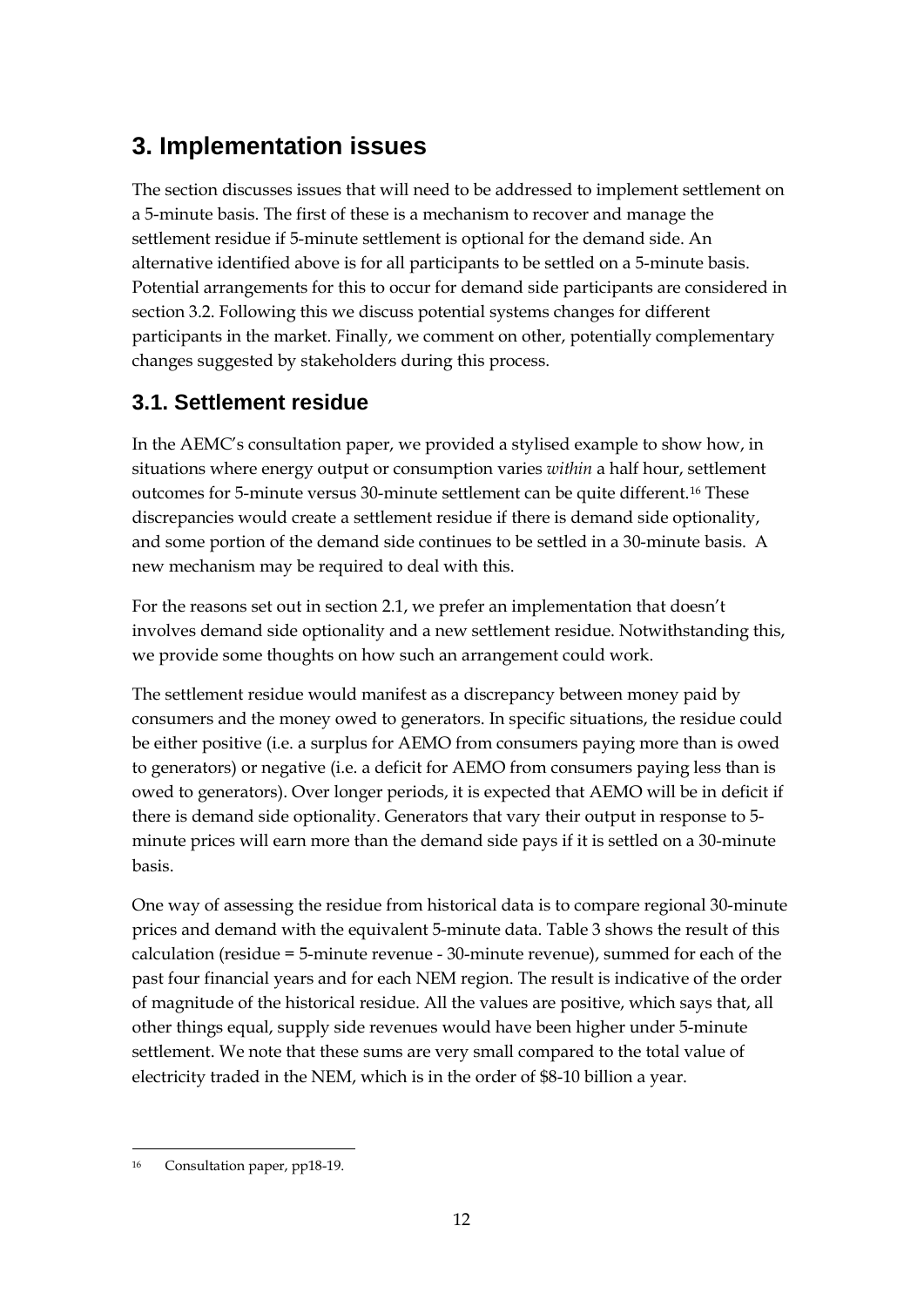# 3. Implementation issues

The section discusses issues that will need to be addressed to implement settlement on a 5-minute basis. The first of these is a mechanism to recover and manage the settlement residue if 5-minute settlement is optional for the demand side. An alternative identified above is for all participants to be settled on a 5-minute basis. Potential arrangements for this to occur for demand side participants are considered in section 3.2. Following this we discuss potential systems changes for different participants in the market. Finally, we comment on other, potentially complementary changes suggested by stakeholders during this process.

## 3.1. Settlement residue

In the AEMC's consultation paper, we provided a stylised example to show how, in situations where energy output or consumption varies *within* a half hour, settlement outcomes for 5-minute versus 30-minute settlement can be quite different.[16] These discrepancies would create a settlement residue if there is demand side optionality, and some portion of the demand side continues to be settled in a 30-minute basis. A new mechanism may be required to deal with this.

For the reasons set out in section 2.1, we prefer an implementation that doesn't involves demand side optionality and a new settlement residue. Notwithstanding this, we provide some thoughts on how such an arrangement could work.

The settlement residue would manifest as a discrepancy between money paid by consumers and the money owed to generators. In specific situations, the residue could be either positive (i.e. a surplus for AEMO from consumers paying more than is owed to generators) or negative (i.e. a deficit for AEMO from consumers paying less than is owed to generators). Over longer periods, it is expected that AEMO will be in deficit if there is demand side optionality. Generators that vary their output in response to 5-minute prices will earn more than the demand side pays if it is settled on a 30-minute basis.

One way of assessing the residue from historical data is to compare regional 30-minute prices and demand with the equivalent 5-minute data. Table 3 shows the result of this calculation (residue = 5-minute revenue - 30-minute revenue), summed for each of the past four financial years and for each NEM region. The result is indicative of the order of magnitude of the historical residue. All the values are positive, which says that, all other things equal, supply side revenues would have been higher under 5-minute settlement. We note that these sums are very small compared to the total value of electricity traded in the NEM, which is in the order of $8-10 billion a year.

[16] Consultation paper, pp18-19.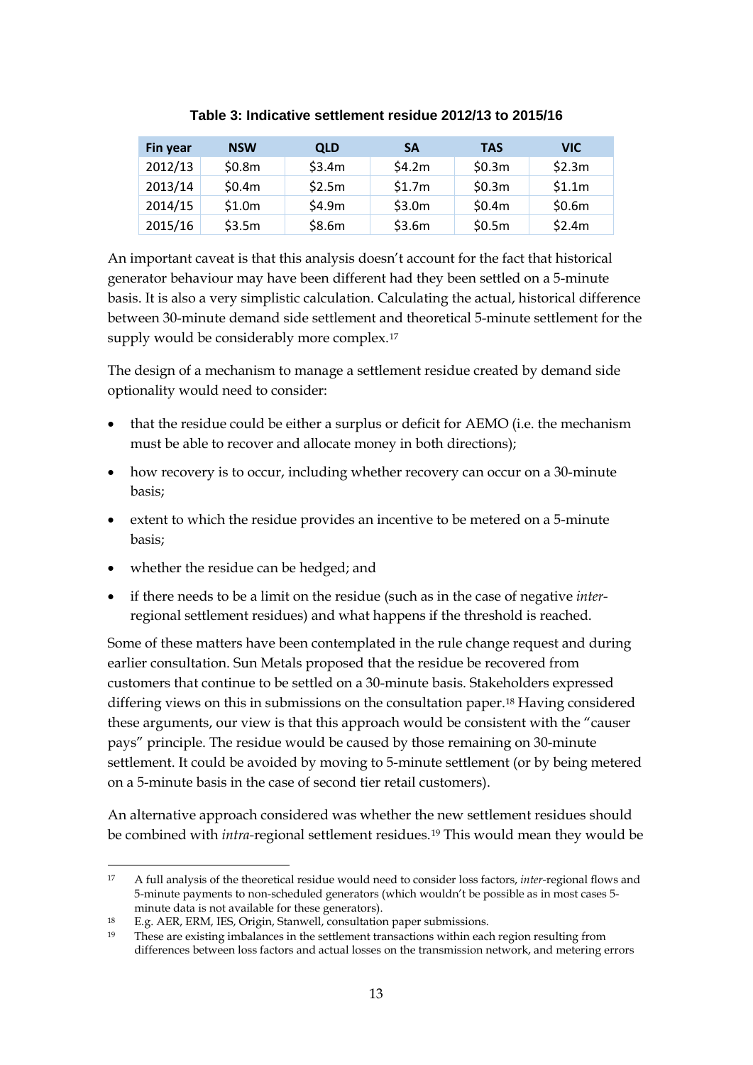**Table 3: Indicative settlement residue 2012/13 to 2015/16**

| Fin year | NSW | QLD | SA | TAS | VIC |
|---|---|---|---|---|---|
| 2012/13 | \$0.8m | \$3.4m | \$4.2m | \$0.3m | \$2.3m |
| 2013/14 | \$0.4m | \$2.5m | \$1.7m | \$0.3m | \$1.1m |
| 2014/15 | \$1.0m | \$4.9m | \$3.0m | \$0.4m | \$0.6m |
| 2015/16 | \$3.5m | \$8.6m | \$3.6m | \$0.5m | \$2.4m |

An important caveat is that this analysis doesn't account for the fact that historical generator behaviour may have been different had they been settled on a 5-minute basis. It is also a very simplistic calculation. Calculating the actual, historical difference between 30-minute demand side settlement and theoretical 5-minute settlement for the supply would be considerably more complex.[17]

The design of a mechanism to manage a settlement residue created by demand side optionality would need to consider:

- that the residue could be either a surplus or deficit for AEMO (i.e. the mechanism must be able to recover and allocate money in both directions);
- how recovery is to occur, including whether recovery can occur on a 30-minute basis;
- extent to which the residue provides an incentive to be metered on a 5-minute basis;
- whether the residue can be hedged; and
- if there needs to be a limit on the residue (such as in the case of negative *inter*-regional settlement residues) and what happens if the threshold is reached.

Some of these matters have been contemplated in the rule change request and during earlier consultation. Sun Metals proposed that the residue be recovered from customers that continue to be settled on a 30-minute basis. Stakeholders expressed differing views on this in submissions on the consultation paper.[18] Having considered these arguments, our view is that this approach would be consistent with the "causer pays" principle. The residue would be caused by those remaining on 30-minute settlement. It could be avoided by moving to 5-minute settlement (or by being metered on a 5-minute basis in the case of second tier retail customers).

An alternative approach considered was whether the new settlement residues should be combined with *intra*-regional settlement residues.[19] This would mean they would be

[17] A full analysis of the theoretical residue would need to consider loss factors, *inter*-regional flows and 5-minute payments to non-scheduled generators (which wouldn't be possible as in most cases 5-minute data is not available for these generators).

[18] E.g. AER, ERM, IES, Origin, Stanwell, consultation paper submissions.

[19] These are existing imbalances in the settlement transactions within each region resulting from differences between loss factors and actual losses on the transmission network, and metering errors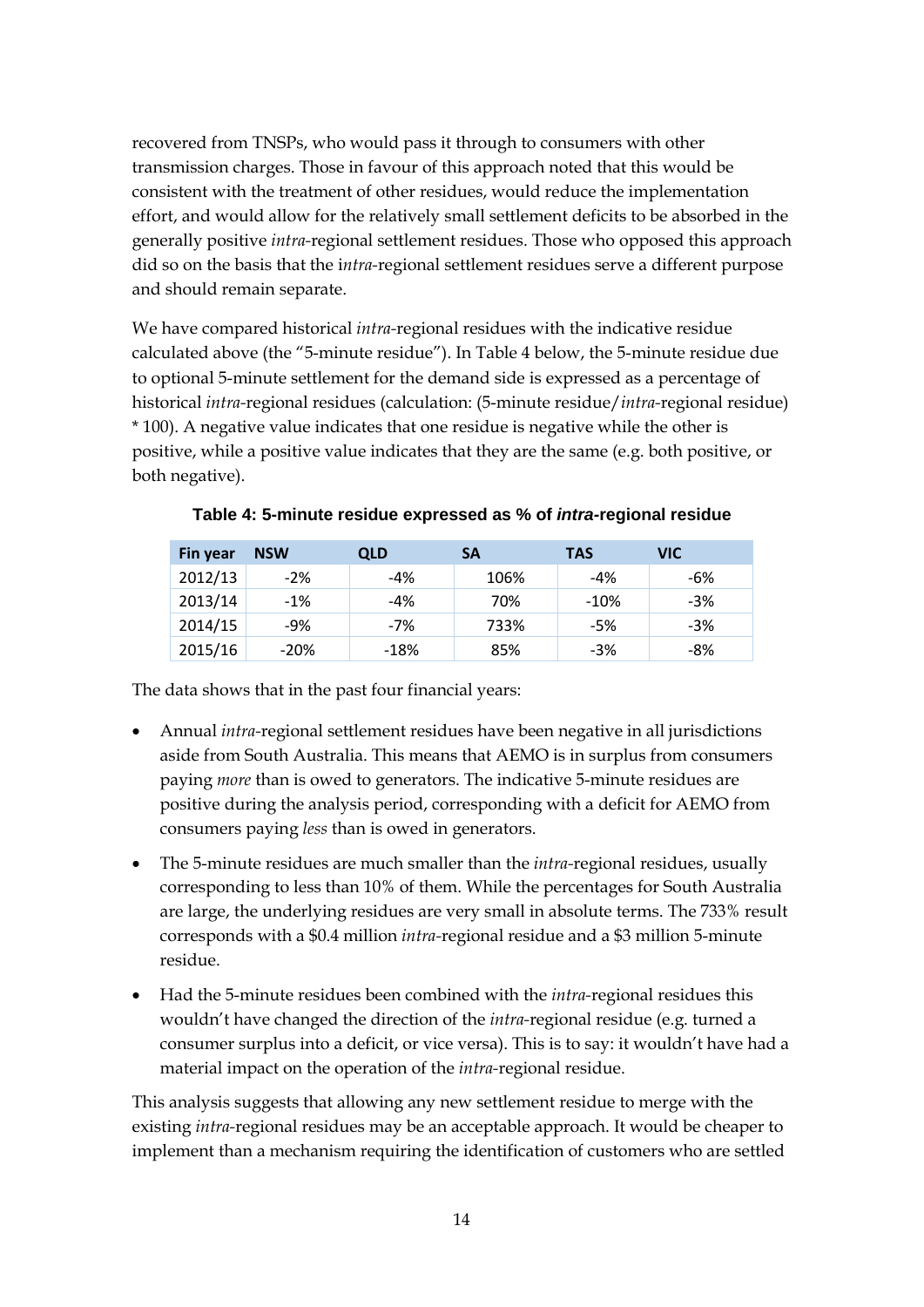recovered from TNSPs, who would pass it through to consumers with other transmission charges. Those in favour of this approach noted that this would be consistent with the treatment of other residues, would reduce the implementation effort, and would allow for the relatively small settlement deficits to be absorbed in the generally positive *intra*-regional settlement residues. Those who opposed this approach did so on the basis that the i*ntra*-regional settlement residues serve a different purpose and should remain separate.

We have compared historical *intra*-regional residues with the indicative residue calculated above (the "5-minute residue"). In Table 4 below, the 5-minute residue due to optional 5-minute settlement for the demand side is expressed as a percentage of historical *intra*-regional residues (calculation: (5-minute residue/*intra*-regional residue) * 100). A negative value indicates that one residue is negative while the other is positive, while a positive value indicates that they are the same (e.g. both positive, or both negative).

**Table 4: 5-minute residue expressed as % of *intra*-regional residue**

| Fin year | NSW | QLD | SA | TAS | VIC |
|---|---|---|---|---|---|
| 2012/13 | -2% | -4% | 106% | -4% | -6% |
| 2013/14 | -1% | -4% | 70% | -10% | -3% |
| 2014/15 | -9% | -7% | 733% | -5% | -3% |
| 2015/16 | -20% | -18% | 85% | -3% | -8% |

The data shows that in the past four financial years:

- Annual *intra*-regional settlement residues have been negative in all jurisdictions aside from South Australia. This means that AEMO is in surplus from consumers paying *more* than is owed to generators. The indicative 5-minute residues are positive during the analysis period, corresponding with a deficit for AEMO from consumers paying *less* than is owed in generators.
- The 5-minute residues are much smaller than the *intra*-regional residues, usually corresponding to less than 10% of them. While the percentages for South Australia are large, the underlying residues are very small in absolute terms. The 733% result corresponds with a $0.4 million *intra*-regional residue and a $3 million 5-minute residue.
- Had the 5-minute residues been combined with the *intra*-regional residues this wouldn't have changed the direction of the *intra*-regional residue (e.g. turned a consumer surplus into a deficit, or vice versa). This is to say: it wouldn't have had a material impact on the operation of the *intra*-regional residue.

This analysis suggests that allowing any new settlement residue to merge with the existing *intra*-regional residues may be an acceptable approach. It would be cheaper to implement than a mechanism requiring the identification of customers who are settled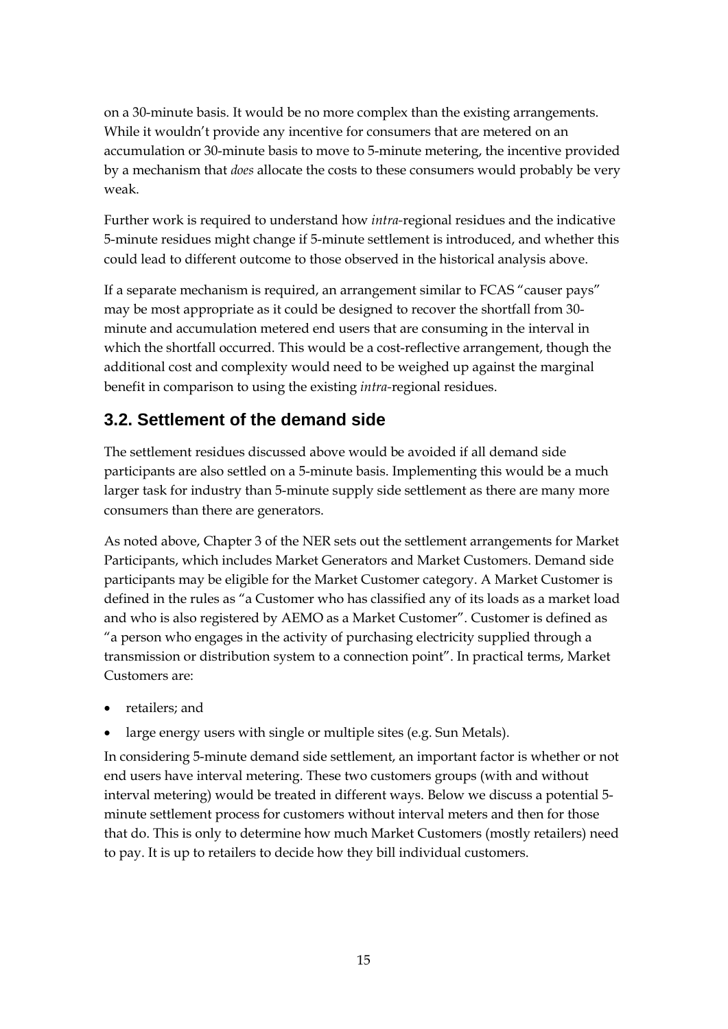on a 30-minute basis. It would be no more complex than the existing arrangements. While it wouldn't provide any incentive for consumers that are metered on an accumulation or 30-minute basis to move to 5-minute metering, the incentive provided by a mechanism that *does* allocate the costs to these consumers would probably be very weak.

Further work is required to understand how *intra*-regional residues and the indicative 5-minute residues might change if 5-minute settlement is introduced, and whether this could lead to different outcome to those observed in the historical analysis above.

If a separate mechanism is required, an arrangement similar to FCAS "causer pays" may be most appropriate as it could be designed to recover the shortfall from 30-minute and accumulation metered end users that are consuming in the interval in which the shortfall occurred. This would be a cost-reflective arrangement, though the additional cost and complexity would need to be weighed up against the marginal benefit in comparison to using the existing *intra*-regional residues.

## 3.2. Settlement of the demand side

The settlement residues discussed above would be avoided if all demand side participants are also settled on a 5-minute basis. Implementing this would be a much larger task for industry than 5-minute supply side settlement as there are many more consumers than there are generators.

As noted above, Chapter 3 of the NER sets out the settlement arrangements for Market Participants, which includes Market Generators and Market Customers. Demand side participants may be eligible for the Market Customer category. A Market Customer is defined in the rules as "a Customer who has classified any of its loads as a market load and who is also registered by AEMO as a Market Customer". Customer is defined as "a person who engages in the activity of purchasing electricity supplied through a transmission or distribution system to a connection point". In practical terms, Market Customers are:

- retailers; and
- large energy users with single or multiple sites (e.g. Sun Metals).

In considering 5-minute demand side settlement, an important factor is whether or not end users have interval metering. These two customers groups (with and without interval metering) would be treated in different ways. Below we discuss a potential 5-minute settlement process for customers without interval meters and then for those that do. This is only to determine how much Market Customers (mostly retailers) need to pay. It is up to retailers to decide how they bill individual customers.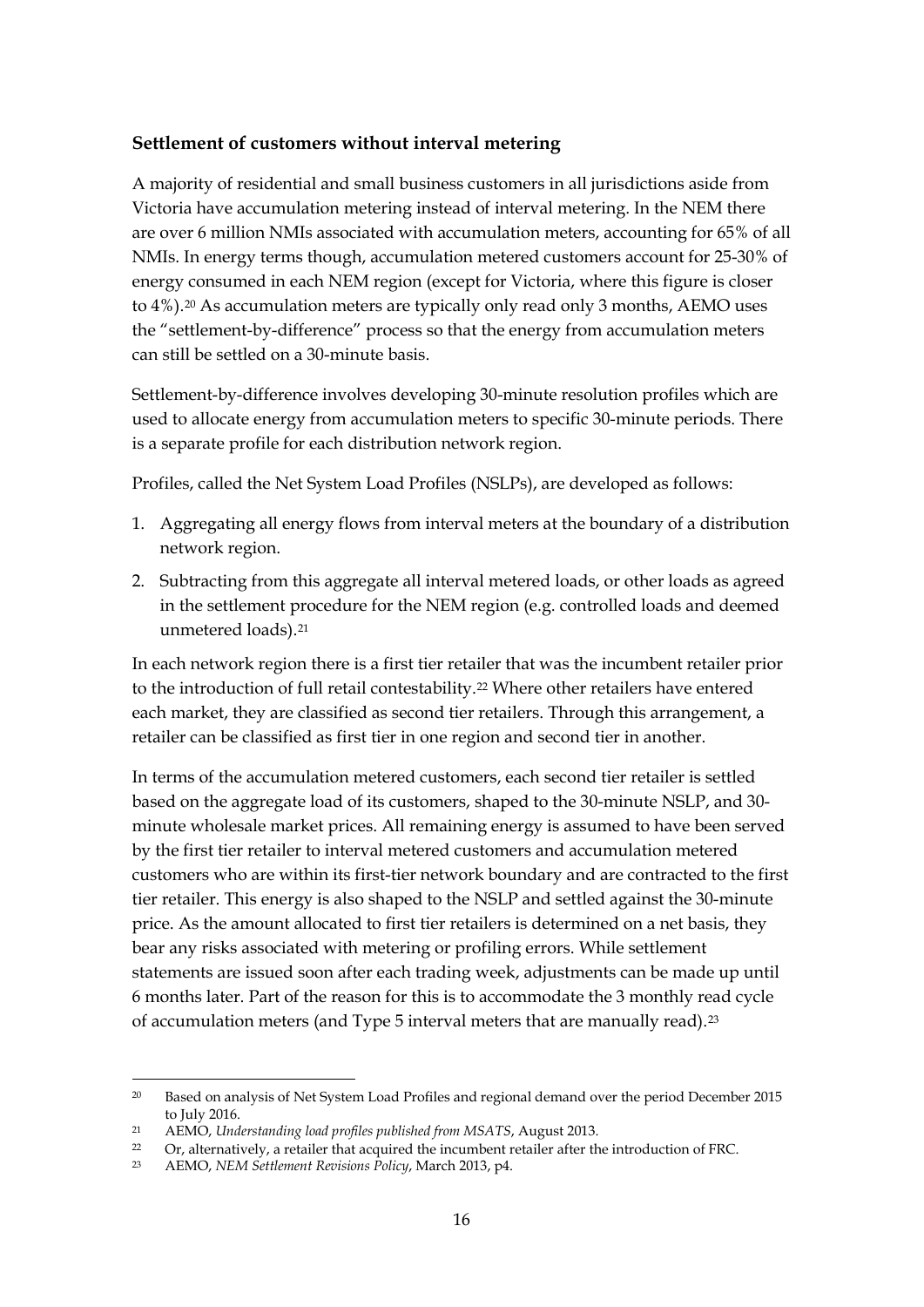**Settlement of customers without interval metering**

A majority of residential and small business customers in all jurisdictions aside from Victoria have accumulation metering instead of interval metering. In the NEM there are over 6 million NMIs associated with accumulation meters, accounting for 65% of all NMIs. In energy terms though, accumulation metered customers account for 25-30% of energy consumed in each NEM region (except for Victoria, where this figure is closer to 4%).[20] As accumulation meters are typically only read only 3 months, AEMO uses the "settlement-by-difference" process so that the energy from accumulation meters can still be settled on a 30-minute basis.

Settlement-by-difference involves developing 30-minute resolution profiles which are used to allocate energy from accumulation meters to specific 30-minute periods. There is a separate profile for each distribution network region.

Profiles, called the Net System Load Profiles (NSLPs), are developed as follows:

1. Aggregating all energy flows from interval meters at the boundary of a distribution network region.
2. Subtracting from this aggregate all interval metered loads, or other loads as agreed in the settlement procedure for the NEM region (e.g. controlled loads and deemed unmetered loads).[21]

In each network region there is a first tier retailer that was the incumbent retailer prior to the introduction of full retail contestability.[22] Where other retailers have entered each market, they are classified as second tier retailers. Through this arrangement, a retailer can be classified as first tier in one region and second tier in another.

In terms of the accumulation metered customers, each second tier retailer is settled based on the aggregate load of its customers, shaped to the 30-minute NSLP, and 30-minute wholesale market prices. All remaining energy is assumed to have been served by the first tier retailer to interval metered customers and accumulation metered customers who are within its first-tier network boundary and are contracted to the first tier retailer. This energy is also shaped to the NSLP and settled against the 30-minute price. As the amount allocated to first tier retailers is determined on a net basis, they bear any risks associated with metering or profiling errors. While settlement statements are issued soon after each trading week, adjustments can be made up until 6 months later. Part of the reason for this is to accommodate the 3 monthly read cycle of accumulation meters (and Type 5 interval meters that are manually read).[23]

---

[20] Based on analysis of Net System Load Profiles and regional demand over the period December 2015 to July 2016.

[21] AEMO, *Understanding load profiles published from MSATS*, August 2013.

[22] Or, alternatively, a retailer that acquired the incumbent retailer after the introduction of FRC.

[23] AEMO, *NEM Settlement Revisions Policy*, March 2013, p4.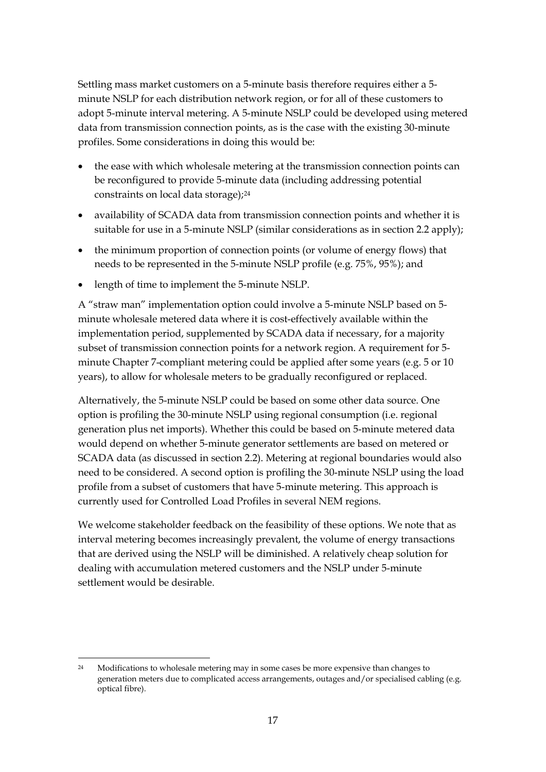Settling mass market customers on a 5-minute basis therefore requires either a 5-minute NSLP for each distribution network region, or for all of these customers to adopt 5-minute interval metering. A 5-minute NSLP could be developed using metered data from transmission connection points, as is the case with the existing 30-minute profiles. Some considerations in doing this would be:

- the ease with which wholesale metering at the transmission connection points can be reconfigured to provide 5-minute data (including addressing potential constraints on local data storage);[24]
- availability of SCADA data from transmission connection points and whether it is suitable for use in a 5-minute NSLP (similar considerations as in section 2.2 apply);
- the minimum proportion of connection points (or volume of energy flows) that needs to be represented in the 5-minute NSLP profile (e.g. 75%, 95%); and
- length of time to implement the 5-minute NSLP.

A "straw man" implementation option could involve a 5-minute NSLP based on 5-minute wholesale metered data where it is cost-effectively available within the implementation period, supplemented by SCADA data if necessary, for a majority subset of transmission connection points for a network region. A requirement for 5-minute Chapter 7-compliant metering could be applied after some years (e.g. 5 or 10 years), to allow for wholesale meters to be gradually reconfigured or replaced.

Alternatively, the 5-minute NSLP could be based on some other data source. One option is profiling the 30-minute NSLP using regional consumption (i.e. regional generation plus net imports). Whether this could be based on 5-minute metered data would depend on whether 5-minute generator settlements are based on metered or SCADA data (as discussed in section 2.2). Metering at regional boundaries would also need to be considered. A second option is profiling the 30-minute NSLP using the load profile from a subset of customers that have 5-minute metering. This approach is currently used for Controlled Load Profiles in several NEM regions.

We welcome stakeholder feedback on the feasibility of these options. We note that as interval metering becomes increasingly prevalent, the volume of energy transactions that are derived using the NSLP will be diminished. A relatively cheap solution for dealing with accumulation metered customers and the NSLP under 5-minute settlement would be desirable.

---

[24] Modifications to wholesale metering may in some cases be more expensive than changes to generation meters due to complicated access arrangements, outages and/or specialised cabling (e.g. optical fibre).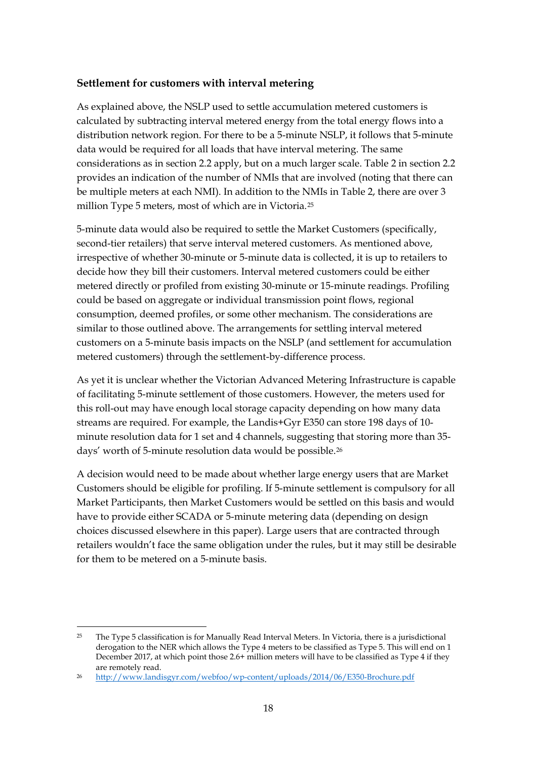### Settlement for customers with interval metering

As explained above, the NSLP used to settle accumulation metered customers is calculated by subtracting interval metered energy from the total energy flows into a distribution network region. For there to be a 5-minute NSLP, it follows that 5-minute data would be required for all loads that have interval metering. The same considerations as in section 2.2 apply, but on a much larger scale. Table 2 in section 2.2 provides an indication of the number of NMIs that are involved (noting that there can be multiple meters at each NMI). In addition to the NMIs in Table 2, there are over 3 million Type 5 meters, most of which are in Victoria.[25]

5-minute data would also be required to settle the Market Customers (specifically, second-tier retailers) that serve interval metered customers. As mentioned above, irrespective of whether 30-minute or 5-minute data is collected, it is up to retailers to decide how they bill their customers. Interval metered customers could be either metered directly or profiled from existing 30-minute or 15-minute readings. Profiling could be based on aggregate or individual transmission point flows, regional consumption, deemed profiles, or some other mechanism. The considerations are similar to those outlined above. The arrangements for settling interval metered customers on a 5-minute basis impacts on the NSLP (and settlement for accumulation metered customers) through the settlement-by-difference process.

As yet it is unclear whether the Victorian Advanced Metering Infrastructure is capable of facilitating 5-minute settlement of those customers. However, the meters used for this roll-out may have enough local storage capacity depending on how many data streams are required. For example, the Landis+Gyr E350 can store 198 days of 10-minute resolution data for 1 set and 4 channels, suggesting that storing more than 35-days' worth of 5-minute resolution data would be possible.[26]

A decision would need to be made about whether large energy users that are Market Customers should be eligible for profiling. If 5-minute settlement is compulsory for all Market Participants, then Market Customers would be settled on this basis and would have to provide either SCADA or 5-minute metering data (depending on design choices discussed elsewhere in this paper). Large users that are contracted through retailers wouldn't face the same obligation under the rules, but it may still be desirable for them to be metered on a 5-minute basis.

---

[25] The Type 5 classification is for Manually Read Interval Meters. In Victoria, there is a jurisdictional derogation to the NER which allows the Type 4 meters to be classified as Type 5. This will end on 1 December 2017, at which point those 2.6+ million meters will have to be classified as Type 4 if they are remotely read.

[26] http://www.landisgyr.com/webfoo/wp-content/uploads/2014/06/E350-Brochure.pdf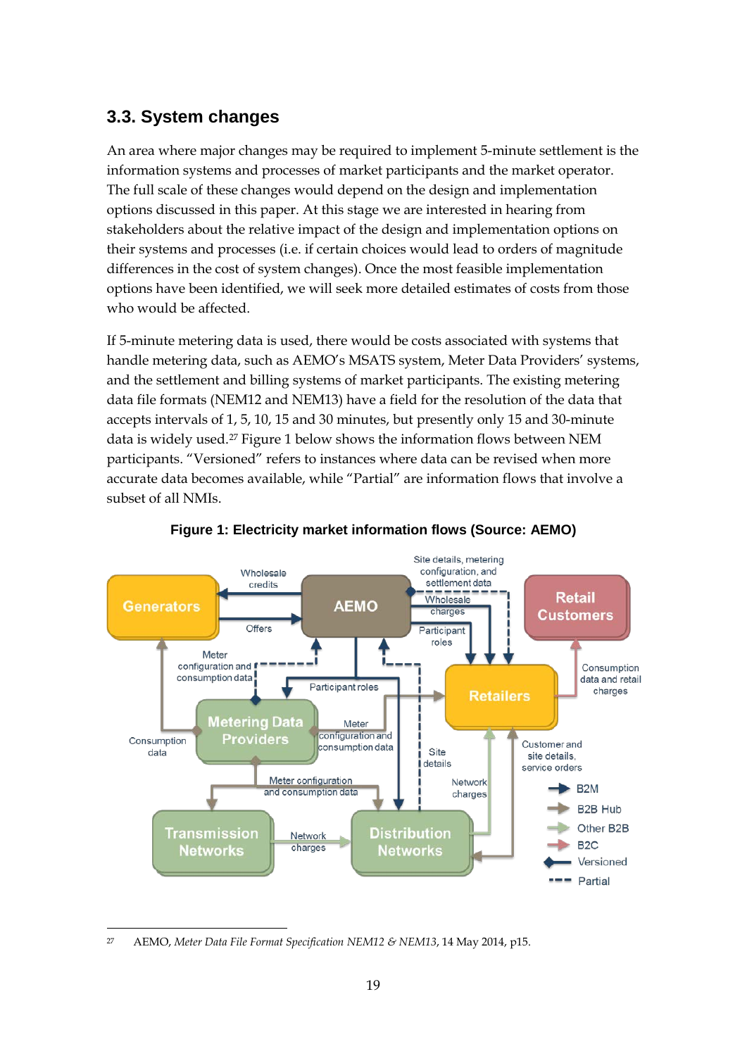## 3.3. System changes

An area where major changes may be required to implement 5-minute settlement is the information systems and processes of market participants and the market operator. The full scale of these changes would depend on the design and implementation options discussed in this paper. At this stage we are interested in hearing from stakeholders about the relative impact of the design and implementation options on their systems and processes (i.e. if certain choices would lead to orders of magnitude differences in the cost of system changes). Once the most feasible implementation options have been identified, we will seek more detailed estimates of costs from those who would be affected.

If 5-minute metering data is used, there would be costs associated with systems that handle metering data, such as AEMO's MSATS system, Meter Data Providers' systems, and the settlement and billing systems of market participants. The existing metering data file formats (NEM12 and NEM13) have a field for the resolution of the data that accepts intervals of 1, 5, 10, 15 and 30 minutes, but presently only 15 and 30-minute data is widely used.[27] Figure 1 below shows the information flows between NEM participants. "Versioned" refers to instances where data can be revised when more accurate data becomes available, while "Partial" are information flows that involve a subset of all NMIs.

**Figure 1: Electricity market information flows (Source: AEMO)**

---

[27] AEMO, *Meter Data File Format Specification NEM12 & NEM13*, 14 May 2014, p15.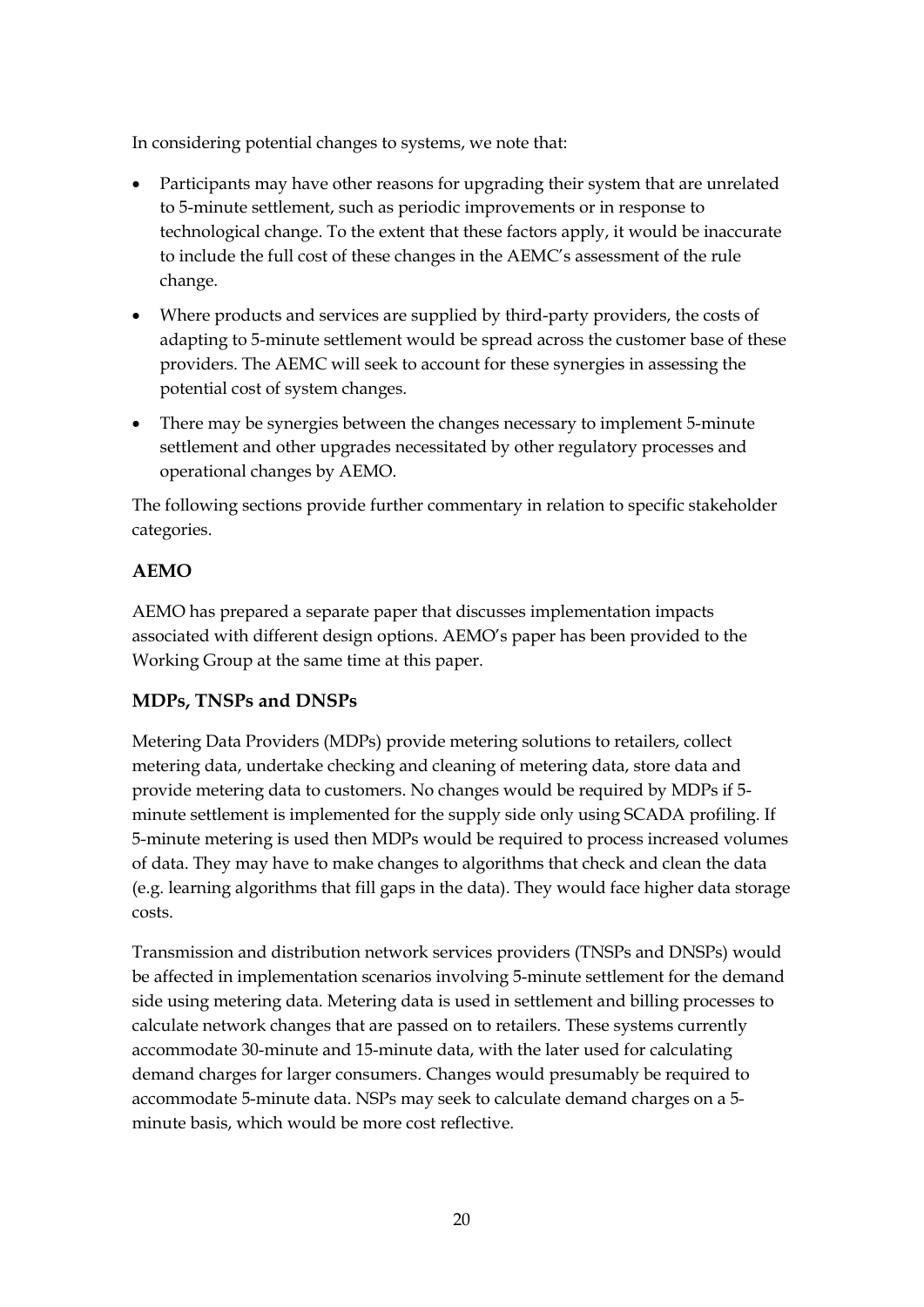In considering potential changes to systems, we note that:

- Participants may have other reasons for upgrading their system that are unrelated to 5-minute settlement, such as periodic improvements or in response to technological change. To the extent that these factors apply, it would be inaccurate to include the full cost of these changes in the AEMC's assessment of the rule change.
- Where products and services are supplied by third-party providers, the costs of adapting to 5-minute settlement would be spread across the customer base of these providers. The AEMC will seek to account for these synergies in assessing the potential cost of system changes.
- There may be synergies between the changes necessary to implement 5-minute settlement and other upgrades necessitated by other regulatory processes and operational changes by AEMO.

The following sections provide further commentary in relation to specific stakeholder categories.

### AEMO

AEMO has prepared a separate paper that discusses implementation impacts associated with different design options. AEMO's paper has been provided to the Working Group at the same time at this paper.

### MDPs, TNSPs and DNSPs

Metering Data Providers (MDPs) provide metering solutions to retailers, collect metering data, undertake checking and cleaning of metering data, store data and provide metering data to customers. No changes would be required by MDPs if 5-minute settlement is implemented for the supply side only using SCADA profiling. If 5-minute metering is used then MDPs would be required to process increased volumes of data. They may have to make changes to algorithms that check and clean the data (e.g. learning algorithms that fill gaps in the data). They would face higher data storage costs.

Transmission and distribution network services providers (TNSPs and DNSPs) would be affected in implementation scenarios involving 5-minute settlement for the demand side using metering data. Metering data is used in settlement and billing processes to calculate network changes that are passed on to retailers. These systems currently accommodate 30-minute and 15-minute data, with the later used for calculating demand charges for larger consumers. Changes would presumably be required to accommodate 5-minute data. NSPs may seek to calculate demand charges on a 5-minute basis, which would be more cost reflective.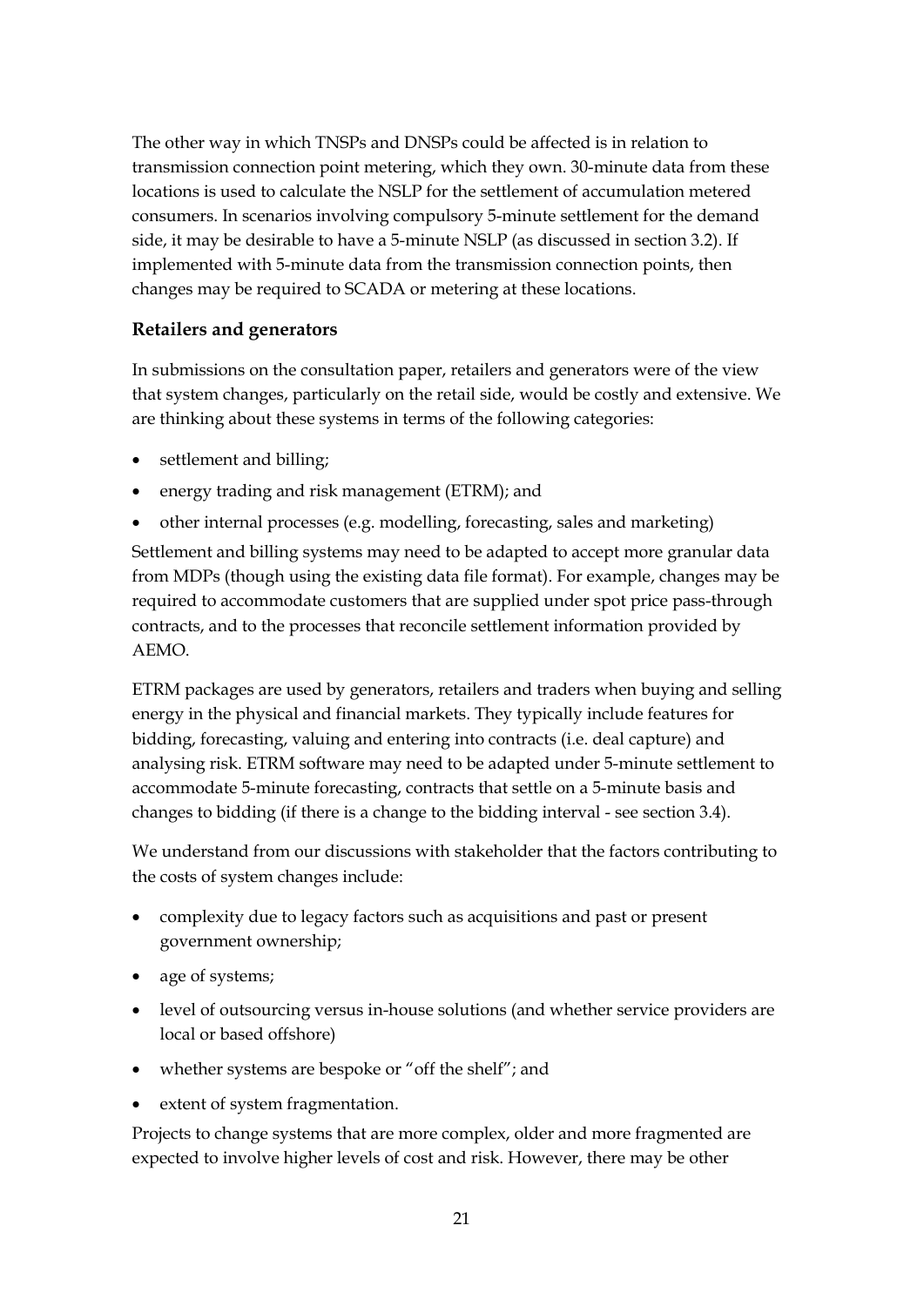The other way in which TNSPs and DNSPs could be affected is in relation to transmission connection point metering, which they own. 30-minute data from these locations is used to calculate the NSLP for the settlement of accumulation metered consumers. In scenarios involving compulsory 5-minute settlement for the demand side, it may be desirable to have a 5-minute NSLP (as discussed in section 3.2). If implemented with 5-minute data from the transmission connection points, then changes may be required to SCADA or metering at these locations.

### Retailers and generators

In submissions on the consultation paper, retailers and generators were of the view that system changes, particularly on the retail side, would be costly and extensive. We are thinking about these systems in terms of the following categories:

- settlement and billing;
- energy trading and risk management (ETRM); and
- other internal processes (e.g. modelling, forecasting, sales and marketing)

Settlement and billing systems may need to be adapted to accept more granular data from MDPs (though using the existing data file format). For example, changes may be required to accommodate customers that are supplied under spot price pass-through contracts, and to the processes that reconcile settlement information provided by AEMO.

ETRM packages are used by generators, retailers and traders when buying and selling energy in the physical and financial markets. They typically include features for bidding, forecasting, valuing and entering into contracts (i.e. deal capture) and analysing risk. ETRM software may need to be adapted under 5-minute settlement to accommodate 5-minute forecasting, contracts that settle on a 5-minute basis and changes to bidding (if there is a change to the bidding interval - see section 3.4).

We understand from our discussions with stakeholder that the factors contributing to the costs of system changes include:

- complexity due to legacy factors such as acquisitions and past or present government ownership;
- age of systems;
- level of outsourcing versus in-house solutions (and whether service providers are local or based offshore)
- whether systems are bespoke or "off the shelf"; and
- extent of system fragmentation.

Projects to change systems that are more complex, older and more fragmented are expected to involve higher levels of cost and risk. However, there may be other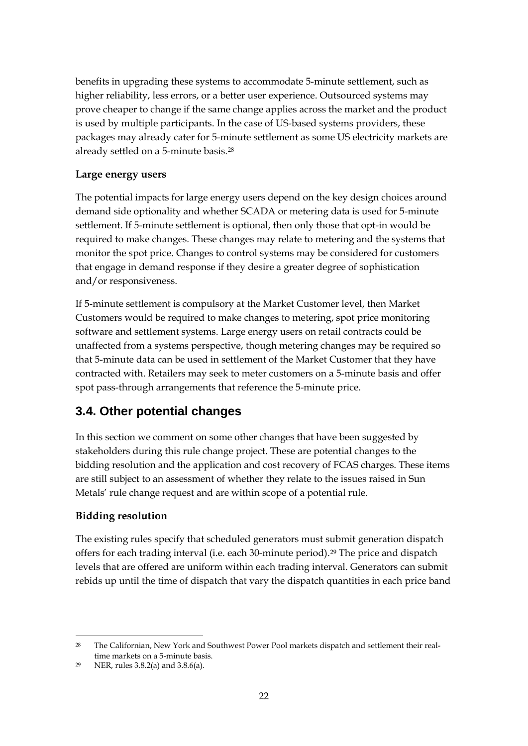benefits in upgrading these systems to accommodate 5-minute settlement, such as higher reliability, less errors, or a better user experience. Outsourced systems may prove cheaper to change if the same change applies across the market and the product is used by multiple participants. In the case of US-based systems providers, these packages may already cater for 5-minute settlement as some US electricity markets are already settled on a 5-minute basis.[28]

**Large energy users**

The potential impacts for large energy users depend on the key design choices around demand side optionality and whether SCADA or metering data is used for 5-minute settlement. If 5-minute settlement is optional, then only those that opt-in would be required to make changes. These changes may relate to metering and the systems that monitor the spot price. Changes to control systems may be considered for customers that engage in demand response if they desire a greater degree of sophistication and/or responsiveness.

If 5-minute settlement is compulsory at the Market Customer level, then Market Customers would be required to make changes to metering, spot price monitoring software and settlement systems. Large energy users on retail contracts could be unaffected from a systems perspective, though metering changes may be required so that 5-minute data can be used in settlement of the Market Customer that they have contracted with. Retailers may seek to meter customers on a 5-minute basis and offer spot pass-through arrangements that reference the 5-minute price.

## 3.4. Other potential changes

In this section we comment on some other changes that have been suggested by stakeholders during this rule change project. These are potential changes to the bidding resolution and the application and cost recovery of FCAS charges. These items are still subject to an assessment of whether they relate to the issues raised in Sun Metals' rule change request and are within scope of a potential rule.

**Bidding resolution**

The existing rules specify that scheduled generators must submit generation dispatch offers for each trading interval (i.e. each 30-minute period).[29] The price and dispatch levels that are offered are uniform within each trading interval. Generators can submit rebids up until the time of dispatch that vary the dispatch quantities in each price band

---

[28] The Californian, New York and Southwest Power Pool markets dispatch and settlement their real-time markets on a 5-minute basis.

[29] NER, rules 3.8.2(a) and 3.8.6(a).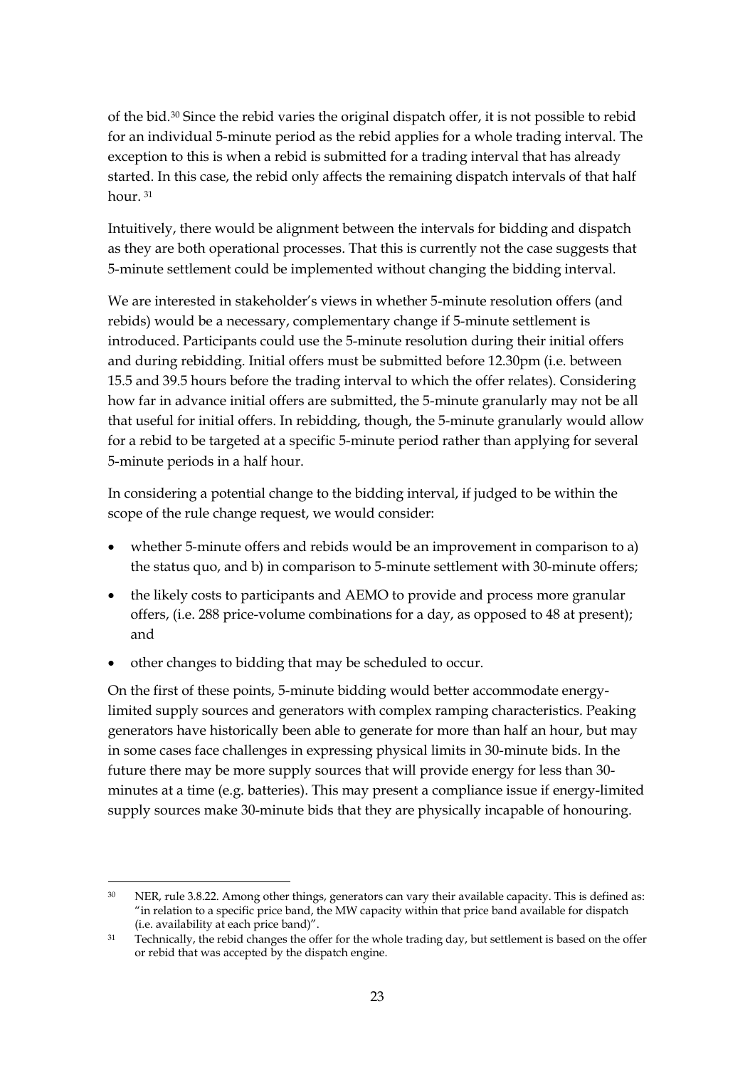of the bid.[30] Since the rebid varies the original dispatch offer, it is not possible to rebid for an individual 5-minute period as the rebid applies for a whole trading interval. The exception to this is when a rebid is submitted for a trading interval that has already started. In this case, the rebid only affects the remaining dispatch intervals of that half hour. [31]

Intuitively, there would be alignment between the intervals for bidding and dispatch as they are both operational processes. That this is currently not the case suggests that 5-minute settlement could be implemented without changing the bidding interval.

We are interested in stakeholder's views in whether 5-minute resolution offers (and rebids) would be a necessary, complementary change if 5-minute settlement is introduced. Participants could use the 5-minute resolution during their initial offers and during rebidding. Initial offers must be submitted before 12.30pm (i.e. between 15.5 and 39.5 hours before the trading interval to which the offer relates). Considering how far in advance initial offers are submitted, the 5-minute granularly may not be all that useful for initial offers. In rebidding, though, the 5-minute granularly would allow for a rebid to be targeted at a specific 5-minute period rather than applying for several 5-minute periods in a half hour.

In considering a potential change to the bidding interval, if judged to be within the scope of the rule change request, we would consider:

- whether 5-minute offers and rebids would be an improvement in comparison to a) the status quo, and b) in comparison to 5-minute settlement with 30-minute offers;
- the likely costs to participants and AEMO to provide and process more granular offers, (i.e. 288 price-volume combinations for a day, as opposed to 48 at present); and
- other changes to bidding that may be scheduled to occur.

On the first of these points, 5-minute bidding would better accommodate energy-limited supply sources and generators with complex ramping characteristics. Peaking generators have historically been able to generate for more than half an hour, but may in some cases face challenges in expressing physical limits in 30-minute bids. In the future there may be more supply sources that will provide energy for less than 30-minutes at a time (e.g. batteries). This may present a compliance issue if energy-limited supply sources make 30-minute bids that they are physically incapable of honouring.

---

[30] NER, rule 3.8.22. Among other things, generators can vary their available capacity. This is defined as: "in relation to a specific price band, the MW capacity within that price band available for dispatch (i.e. availability at each price band)".

[31] Technically, the rebid changes the offer for the whole trading day, but settlement is based on the offer or rebid that was accepted by the dispatch engine.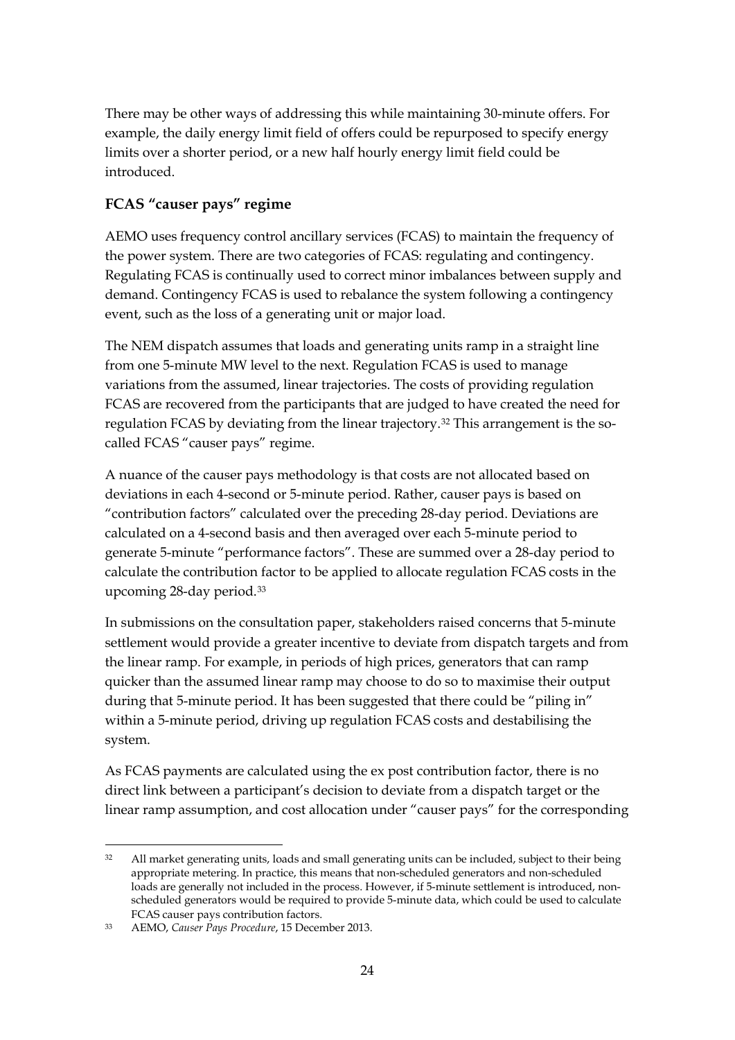There may be other ways of addressing this while maintaining 30-minute offers. For example, the daily energy limit field of offers could be repurposed to specify energy limits over a shorter period, or a new half hourly energy limit field could be introduced.

### FCAS "causer pays" regime

AEMO uses frequency control ancillary services (FCAS) to maintain the frequency of the power system. There are two categories of FCAS: regulating and contingency. Regulating FCAS is continually used to correct minor imbalances between supply and demand. Contingency FCAS is used to rebalance the system following a contingency event, such as the loss of a generating unit or major load.

The NEM dispatch assumes that loads and generating units ramp in a straight line from one 5-minute MW level to the next. Regulation FCAS is used to manage variations from the assumed, linear trajectories. The costs of providing regulation FCAS are recovered from the participants that are judged to have created the need for regulation FCAS by deviating from the linear trajectory.[32] This arrangement is the so-called FCAS "causer pays" regime.

A nuance of the causer pays methodology is that costs are not allocated based on deviations in each 4-second or 5-minute period. Rather, causer pays is based on "contribution factors" calculated over the preceding 28-day period. Deviations are calculated on a 4-second basis and then averaged over each 5-minute period to generate 5-minute "performance factors". These are summed over a 28-day period to calculate the contribution factor to be applied to allocate regulation FCAS costs in the upcoming 28-day period.[33]

In submissions on the consultation paper, stakeholders raised concerns that 5-minute settlement would provide a greater incentive to deviate from dispatch targets and from the linear ramp. For example, in periods of high prices, generators that can ramp quicker than the assumed linear ramp may choose to do so to maximise their output during that 5-minute period. It has been suggested that there could be "piling in" within a 5-minute period, driving up regulation FCAS costs and destabilising the system.

As FCAS payments are calculated using the ex post contribution factor, there is no direct link between a participant's decision to deviate from a dispatch target or the linear ramp assumption, and cost allocation under "causer pays" for the corresponding

---

[32] All market generating units, loads and small generating units can be included, subject to their being appropriate metering. In practice, this means that non-scheduled generators and non-scheduled loads are generally not included in the process. However, if 5-minute settlement is introduced, non-scheduled generators would be required to provide 5-minute data, which could be used to calculate FCAS causer pays contribution factors.

[33] AEMO, *Causer Pays Procedure*, 15 December 2013.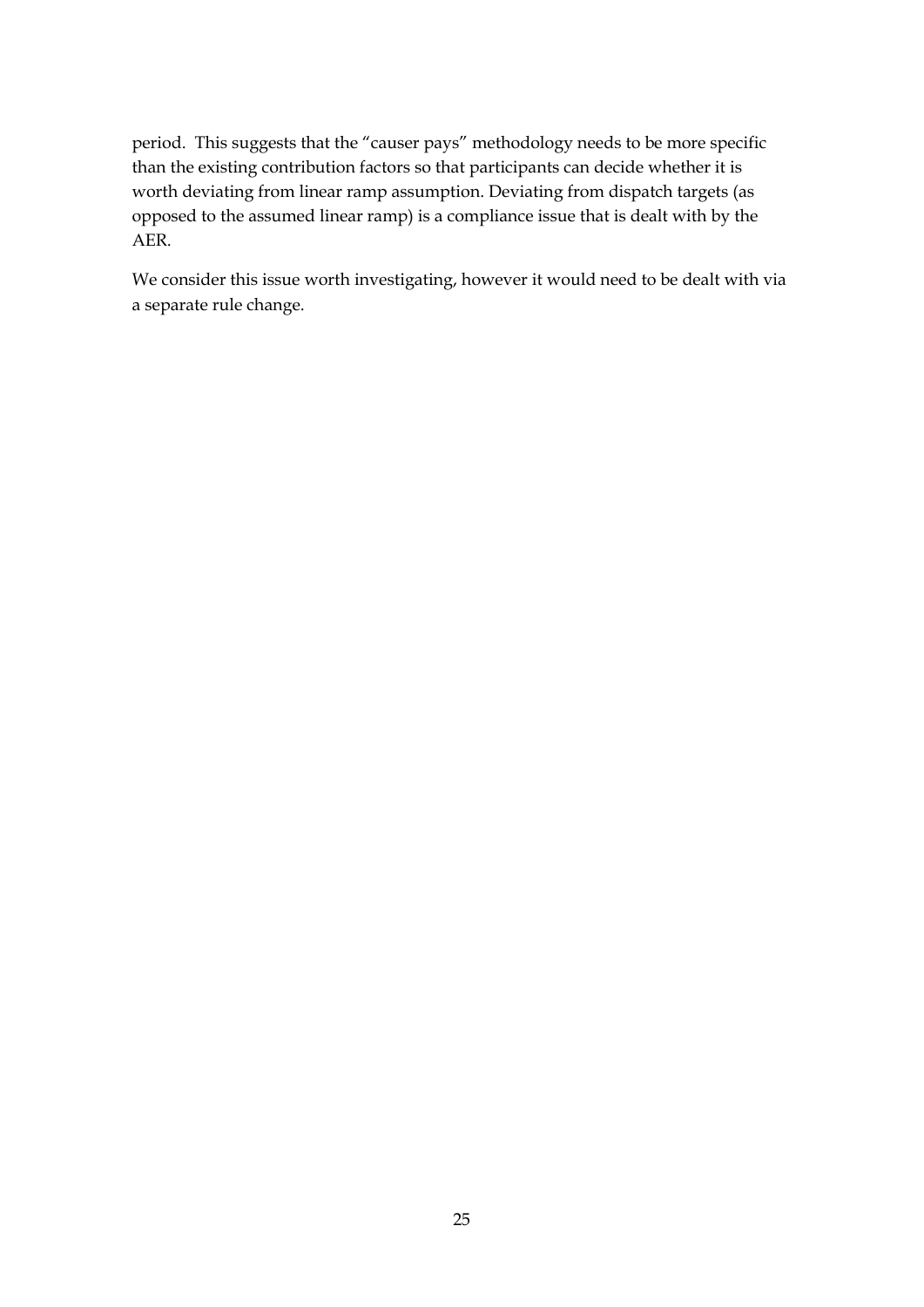period. This suggests that the "causer pays" methodology needs to be more specific than the existing contribution factors so that participants can decide whether it is worth deviating from linear ramp assumption. Deviating from dispatch targets (as opposed to the assumed linear ramp) is a compliance issue that is dealt with by the AER.

We consider this issue worth investigating, however it would need to be dealt with via a separate rule change.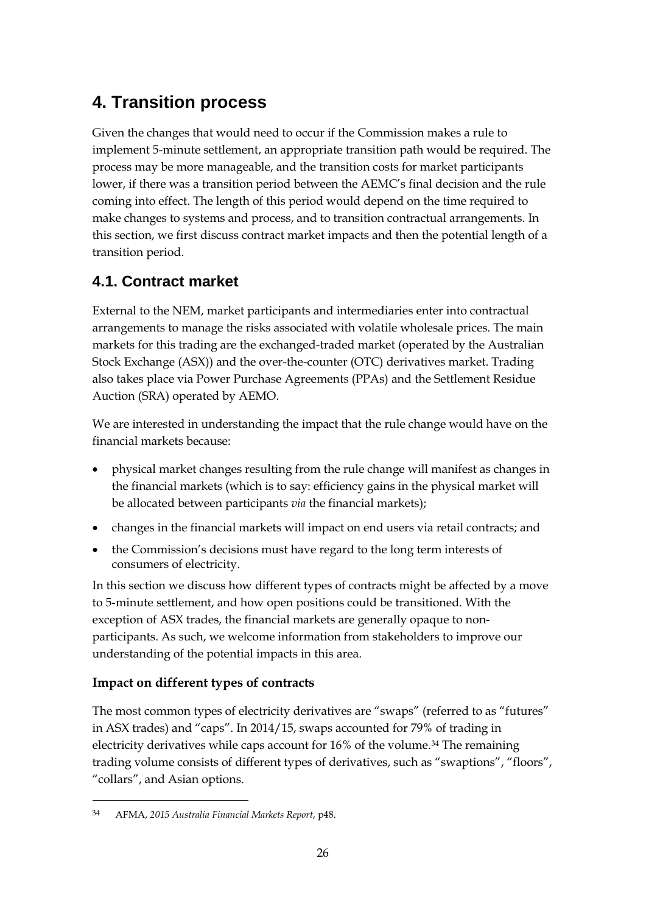# 4. Transition process

Given the changes that would need to occur if the Commission makes a rule to implement 5-minute settlement, an appropriate transition path would be required. The process may be more manageable, and the transition costs for market participants lower, if there was a transition period between the AEMC's final decision and the rule coming into effect. The length of this period would depend on the time required to make changes to systems and process, and to transition contractual arrangements. In this section, we first discuss contract market impacts and then the potential length of a transition period.

## 4.1. Contract market

External to the NEM, market participants and intermediaries enter into contractual arrangements to manage the risks associated with volatile wholesale prices. The main markets for this trading are the exchanged-traded market (operated by the Australian Stock Exchange (ASX)) and the over-the-counter (OTC) derivatives market. Trading also takes place via Power Purchase Agreements (PPAs) and the Settlement Residue Auction (SRA) operated by AEMO.

We are interested in understanding the impact that the rule change would have on the financial markets because:

- physical market changes resulting from the rule change will manifest as changes in the financial markets (which is to say: efficiency gains in the physical market will be allocated between participants *via* the financial markets);
- changes in the financial markets will impact on end users via retail contracts; and
- the Commission's decisions must have regard to the long term interests of consumers of electricity.

In this section we discuss how different types of contracts might be affected by a move to 5-minute settlement, and how open positions could be transitioned. With the exception of ASX trades, the financial markets are generally opaque to non-participants. As such, we welcome information from stakeholders to improve our understanding of the potential impacts in this area.

### Impact on different types of contracts

The most common types of electricity derivatives are "swaps" (referred to as "futures" in ASX trades) and "caps". In 2014/15, swaps accounted for 79% of trading in electricity derivatives while caps account for 16% of the volume.[34] The remaining trading volume consists of different types of derivatives, such as "swaptions", "floors", "collars", and Asian options.

---

[34] AFMA, *2015 Australia Financial Markets Report*, p48.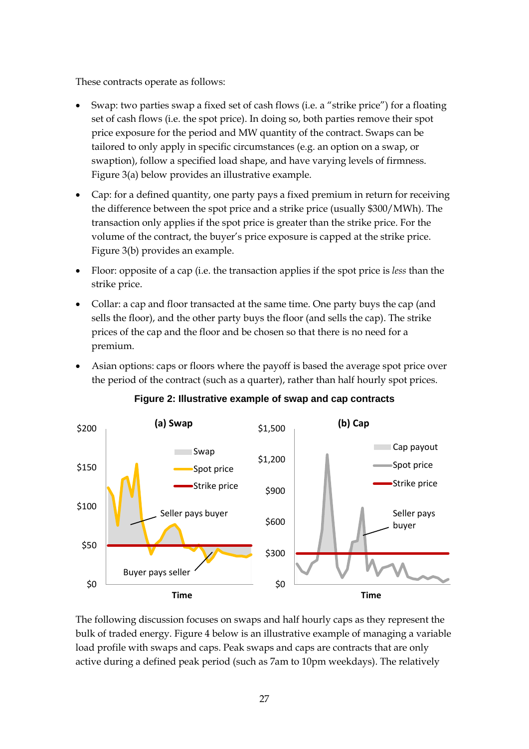These contracts operate as follows:

- Swap: two parties swap a fixed set of cash flows (i.e. a "strike price") for a floating set of cash flows (i.e. the spot price). In doing so, both parties remove their spot price exposure for the period and MW quantity of the contract. Swaps can be tailored to only apply in specific circumstances (e.g. an option on a swap, or swaption), follow a specified load shape, and have varying levels of firmness. Figure 3(a) below provides an illustrative example.
- Cap: for a defined quantity, one party pays a fixed premium in return for receiving the difference between the spot price and a strike price (usually $300/MWh). The transaction only applies if the spot price is greater than the strike price. For the volume of the contract, the buyer's price exposure is capped at the strike price. Figure 3(b) provides an example.
- Floor: opposite of a cap (i.e. the transaction applies if the spot price is *less* than the strike price.
- Collar: a cap and floor transacted at the same time. One party buys the cap (and sells the floor), and the other party buys the floor (and sells the cap). The strike prices of the cap and the floor and be chosen so that there is no need for a premium.
- Asian options: caps or floors where the payoff is based the average spot price over the period of the contract (such as a quarter), rather than half hourly spot prices.

**Figure 2: Illustrative example of swap and cap contracts**

The following discussion focuses on swaps and half hourly caps as they represent the bulk of traded energy. Figure 4 below is an illustrative example of managing a variable load profile with swaps and caps. Peak swaps and caps are contracts that are only active during a defined peak period (such as 7am to 10pm weekdays). The relatively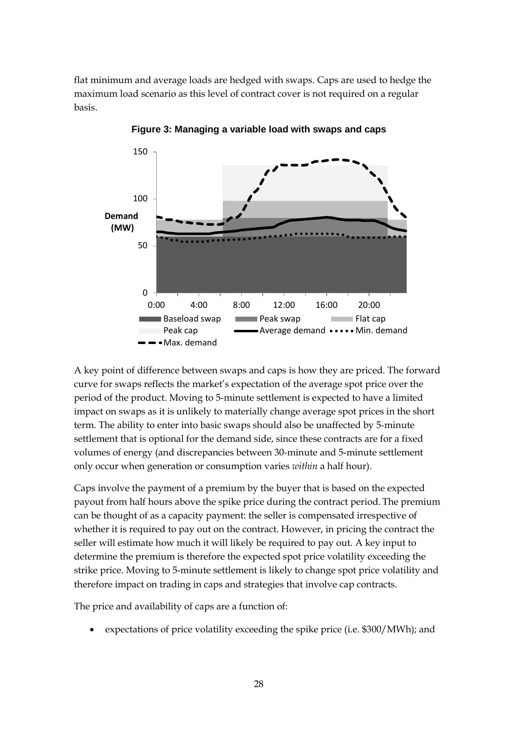flat minimum and average loads are hedged with swaps. Caps are used to hedge the maximum load scenario as this level of contract cover is not required on a regular basis.

**Figure 3: Managing a variable load with swaps and caps**

A key point of difference between swaps and caps is how they are priced. The forward curve for swaps reflects the market's expectation of the average spot price over the period of the product. Moving to 5-minute settlement is expected to have a limited impact on swaps as it is unlikely to materially change average spot prices in the short term. The ability to enter into basic swaps should also be unaffected by 5-minute settlement that is optional for the demand side, since these contracts are for a fixed volumes of energy (and discrepancies between 30-minute and 5-minute settlement only occur when generation or consumption varies *within* a half hour).

Caps involve the payment of a premium by the buyer that is based on the expected payout from half hours above the spike price during the contract period. The premium can be thought of as a capacity payment: the seller is compensated irrespective of whether it is required to pay out on the contract. However, in pricing the contract the seller will estimate how much it will likely be required to pay out. A key input to determine the premium is therefore the expected spot price volatility exceeding the strike price. Moving to 5-minute settlement is likely to change spot price volatility and therefore impact on trading in caps and strategies that involve cap contracts.

The price and availability of caps are a function of:

- expectations of price volatility exceeding the spike price (i.e. $300/MWh); and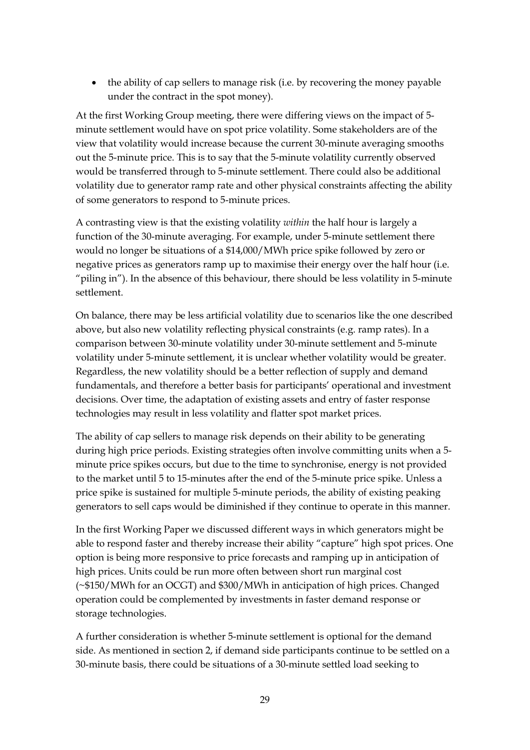- the ability of cap sellers to manage risk (i.e. by recovering the money payable under the contract in the spot money).

At the first Working Group meeting, there were differing views on the impact of 5-minute settlement would have on spot price volatility. Some stakeholders are of the view that volatility would increase because the current 30-minute averaging smooths out the 5-minute price. This is to say that the 5-minute volatility currently observed would be transferred through to 5-minute settlement. There could also be additional volatility due to generator ramp rate and other physical constraints affecting the ability of some generators to respond to 5-minute prices.

A contrasting view is that the existing volatility *within* the half hour is largely a function of the 30-minute averaging. For example, under 5-minute settlement there would no longer be situations of a $14,000/MWh price spike followed by zero or negative prices as generators ramp up to maximise their energy over the half hour (i.e. "piling in"). In the absence of this behaviour, there should be less volatility in 5-minute settlement.

On balance, there may be less artificial volatility due to scenarios like the one described above, but also new volatility reflecting physical constraints (e.g. ramp rates). In a comparison between 30-minute volatility under 30-minute settlement and 5-minute volatility under 5-minute settlement, it is unclear whether volatility would be greater. Regardless, the new volatility should be a better reflection of supply and demand fundamentals, and therefore a better basis for participants' operational and investment decisions. Over time, the adaptation of existing assets and entry of faster response technologies may result in less volatility and flatter spot market prices.

The ability of cap sellers to manage risk depends on their ability to be generating during high price periods. Existing strategies often involve committing units when a 5-minute price spikes occurs, but due to the time to synchronise, energy is not provided to the market until 5 to 15-minutes after the end of the 5-minute price spike. Unless a price spike is sustained for multiple 5-minute periods, the ability of existing peaking generators to sell caps would be diminished if they continue to operate in this manner.

In the first Working Paper we discussed different ways in which generators might be able to respond faster and thereby increase their ability "capture" high spot prices. One option is being more responsive to price forecasts and ramping up in anticipation of high prices. Units could be run more often between short run marginal cost (~$150/MWh for an OCGT) and $300/MWh in anticipation of high prices. Changed operation could be complemented by investments in faster demand response or storage technologies.

A further consideration is whether 5-minute settlement is optional for the demand side. As mentioned in section 2, if demand side participants continue to be settled on a 30-minute basis, there could be situations of a 30-minute settled load seeking to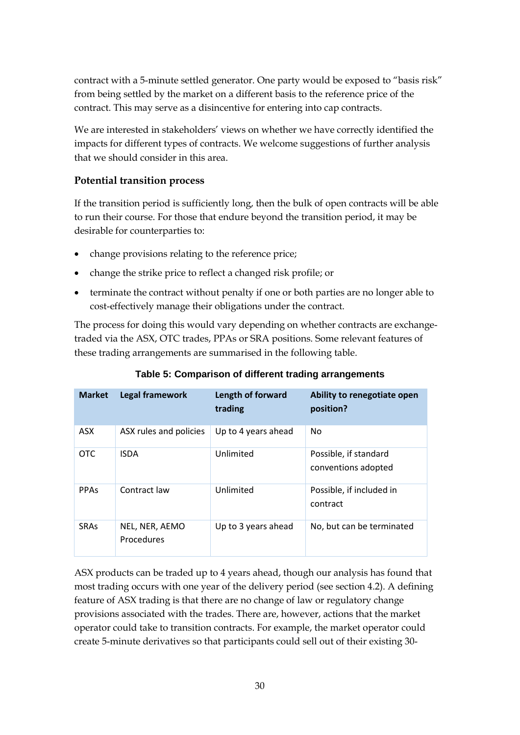contract with a 5-minute settled generator. One party would be exposed to "basis risk" from being settled by the market on a different basis to the reference price of the contract. This may serve as a disincentive for entering into cap contracts.

We are interested in stakeholders' views on whether we have correctly identified the impacts for different types of contracts. We welcome suggestions of further analysis that we should consider in this area.

### Potential transition process

If the transition period is sufficiently long, then the bulk of open contracts will be able to run their course. For those that endure beyond the transition period, it may be desirable for counterparties to:

- change provisions relating to the reference price;
- change the strike price to reflect a changed risk profile; or
- terminate the contract without penalty if one or both parties are no longer able to cost-effectively manage their obligations under the contract.

The process for doing this would vary depending on whether contracts are exchange-traded via the ASX, OTC trades, PPAs or SRA positions. Some relevant features of these trading arrangements are summarised in the following table.

**Table 5: Comparison of different trading arrangements**

| Market | Legal framework | Length of forward trading | Ability to renegotiate open position? |
|---|---|---|---|
| ASX | ASX rules and policies | Up to 4 years ahead | No |
| OTC | ISDA | Unlimited | Possible, if standard conventions adopted |
| PPAs | Contract law | Unlimited | Possible, if included in contract |
| SRAs | NEL, NER, AEMO Procedures | Up to 3 years ahead | No, but can be terminated |

ASX products can be traded up to 4 years ahead, though our analysis has found that most trading occurs with one year of the delivery period (see section 4.2). A defining feature of ASX trading is that there are no change of law or regulatory change provisions associated with the trades. There are, however, actions that the market operator could take to transition contracts. For example, the market operator could create 5-minute derivatives so that participants could sell out of their existing 30-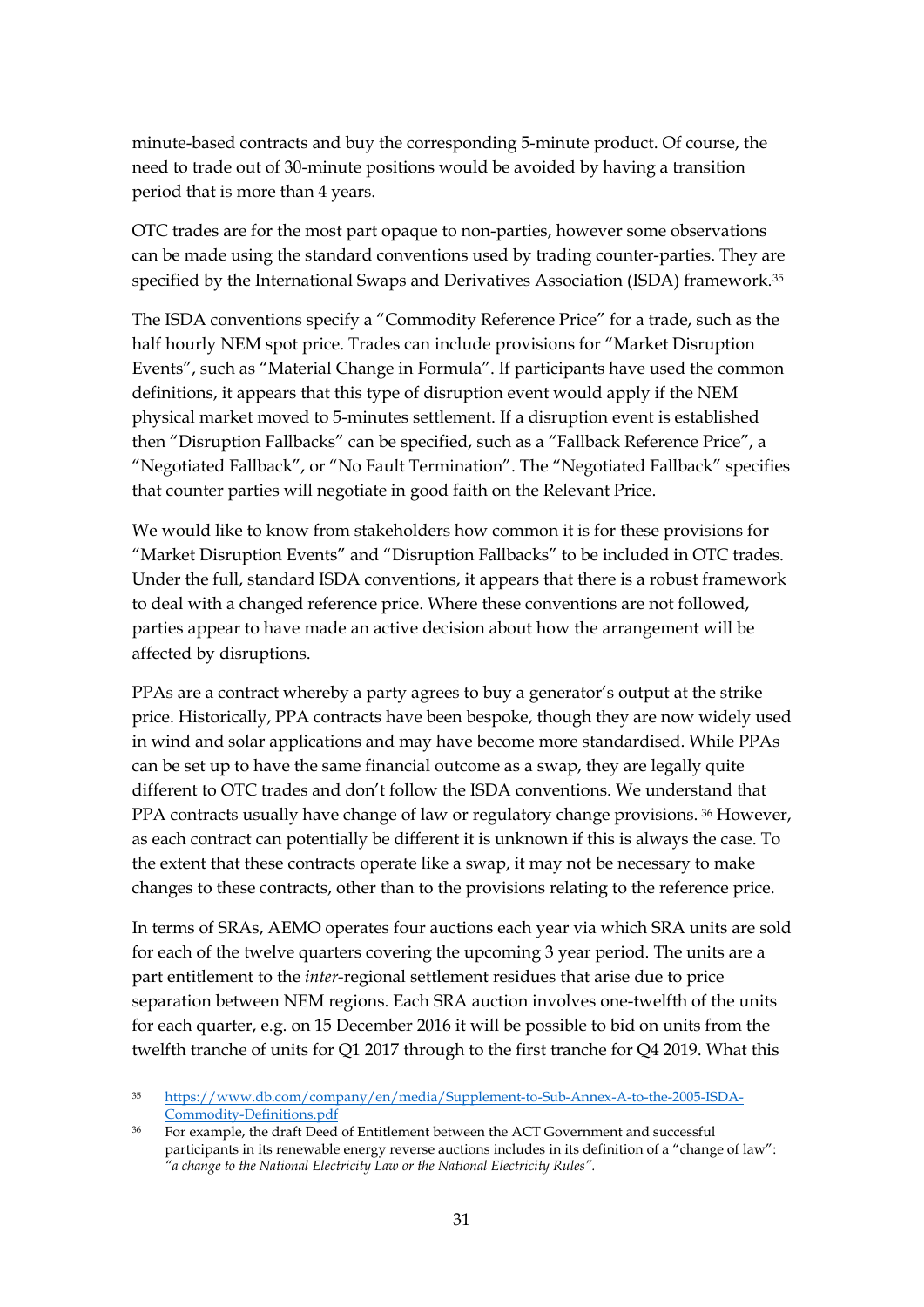minute-based contracts and buy the corresponding 5-minute product. Of course, the need to trade out of 30-minute positions would be avoided by having a transition period that is more than 4 years.

OTC trades are for the most part opaque to non-parties, however some observations can be made using the standard conventions used by trading counter-parties. They are specified by the International Swaps and Derivatives Association (ISDA) framework.[35]

The ISDA conventions specify a "Commodity Reference Price" for a trade, such as the half hourly NEM spot price. Trades can include provisions for "Market Disruption Events", such as "Material Change in Formula". If participants have used the common definitions, it appears that this type of disruption event would apply if the NEM physical market moved to 5-minutes settlement. If a disruption event is established then "Disruption Fallbacks" can be specified, such as a "Fallback Reference Price", a "Negotiated Fallback", or "No Fault Termination". The "Negotiated Fallback" specifies that counter parties will negotiate in good faith on the Relevant Price.

We would like to know from stakeholders how common it is for these provisions for "Market Disruption Events" and "Disruption Fallbacks" to be included in OTC trades. Under the full, standard ISDA conventions, it appears that there is a robust framework to deal with a changed reference price. Where these conventions are not followed, parties appear to have made an active decision about how the arrangement will be affected by disruptions.

PPAs are a contract whereby a party agrees to buy a generator's output at the strike price. Historically, PPA contracts have been bespoke, though they are now widely used in wind and solar applications and may have become more standardised. While PPAs can be set up to have the same financial outcome as a swap, they are legally quite different to OTC trades and don't follow the ISDA conventions. We understand that PPA contracts usually have change of law or regulatory change provisions.[36] However, as each contract can potentially be different it is unknown if this is always the case. To the extent that these contracts operate like a swap, it may not be necessary to make changes to these contracts, other than to the provisions relating to the reference price.

In terms of SRAs, AEMO operates four auctions each year via which SRA units are sold for each of the twelve quarters covering the upcoming 3 year period. The units are a part entitlement to the *inter*-regional settlement residues that arise due to price separation between NEM regions. Each SRA auction involves one-twelfth of the units for each quarter, e.g. on 15 December 2016 it will be possible to bid on units from the twelfth tranche of units for Q1 2017 through to the first tranche for Q4 2019. What this

---

[35] https://www.db.com/company/en/media/Supplement-to-Sub-Annex-A-to-the-2005-ISDA-Commodity-Definitions.pdf

[36] For example, the draft Deed of Entitlement between the ACT Government and successful participants in its renewable energy reverse auctions includes in its definition of a "change of law": *"a change to the National Electricity Law or the National Electricity Rules".*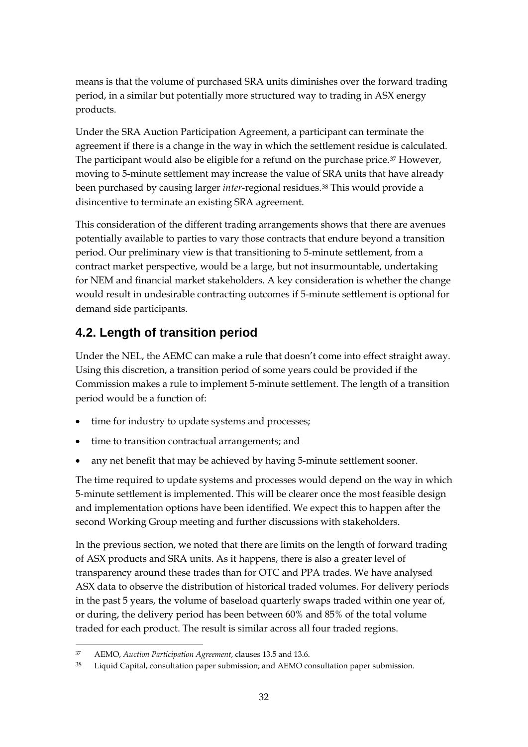means is that the volume of purchased SRA units diminishes over the forward trading period, in a similar but potentially more structured way to trading in ASX energy products.

Under the SRA Auction Participation Agreement, a participant can terminate the agreement if there is a change in the way in which the settlement residue is calculated. The participant would also be eligible for a refund on the purchase price.[37] However, moving to 5-minute settlement may increase the value of SRA units that have already been purchased by causing larger *inter*-regional residues.[38] This would provide a disincentive to terminate an existing SRA agreement.

This consideration of the different trading arrangements shows that there are avenues potentially available to parties to vary those contracts that endure beyond a transition period. Our preliminary view is that transitioning to 5-minute settlement, from a contract market perspective, would be a large, but not insurmountable, undertaking for NEM and financial market stakeholders. A key consideration is whether the change would result in undesirable contracting outcomes if 5-minute settlement is optional for demand side participants.

## 4.2. Length of transition period

Under the NEL, the AEMC can make a rule that doesn't come into effect straight away. Using this discretion, a transition period of some years could be provided if the Commission makes a rule to implement 5-minute settlement. The length of a transition period would be a function of:

- time for industry to update systems and processes;
- time to transition contractual arrangements; and
- any net benefit that may be achieved by having 5-minute settlement sooner.

The time required to update systems and processes would depend on the way in which 5-minute settlement is implemented. This will be clearer once the most feasible design and implementation options have been identified. We expect this to happen after the second Working Group meeting and further discussions with stakeholders.

In the previous section, we noted that there are limits on the length of forward trading of ASX products and SRA units. As it happens, there is also a greater level of transparency around these trades than for OTC and PPA trades. We have analysed ASX data to observe the distribution of historical traded volumes. For delivery periods in the past 5 years, the volume of baseload quarterly swaps traded within one year of, or during, the delivery period has been between 60% and 85% of the total volume traded for each product. The result is similar across all four traded regions.

---

[37] AEMO, *Auction Participation Agreement*, clauses 13.5 and 13.6.

[38] Liquid Capital, consultation paper submission; and AEMO consultation paper submission.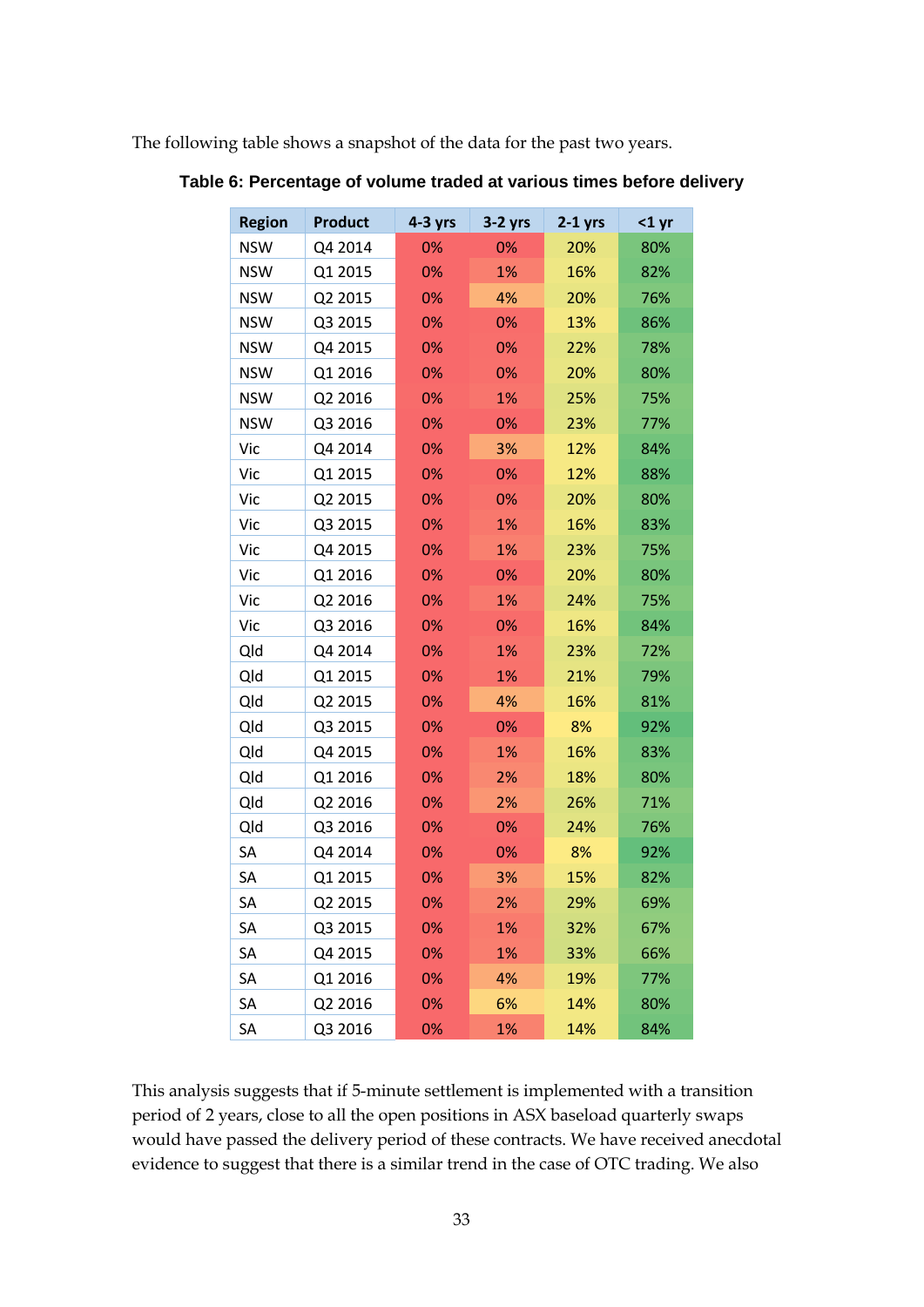The following table shows a snapshot of the data for the past two years.

**Table 6: Percentage of volume traded at various times before delivery**

| Region | Product | 4-3 yrs | 3-2 yrs | 2-1 yrs | <1 yr |
|---|---|---|---|---|---|
| NSW | Q4 2014 | 0% | 0% | 20% | 80% |
| NSW | Q1 2015 | 0% | 1% | 16% | 82% |
| NSW | Q2 2015 | 0% | 4% | 20% | 76% |
| NSW | Q3 2015 | 0% | 0% | 13% | 86% |
| NSW | Q4 2015 | 0% | 0% | 22% | 78% |
| NSW | Q1 2016 | 0% | 0% | 20% | 80% |
| NSW | Q2 2016 | 0% | 1% | 25% | 75% |
| NSW | Q3 2016 | 0% | 0% | 23% | 77% |
| Vic | Q4 2014 | 0% | 3% | 12% | 84% |
| Vic | Q1 2015 | 0% | 0% | 12% | 88% |
| Vic | Q2 2015 | 0% | 0% | 20% | 80% |
| Vic | Q3 2015 | 0% | 1% | 16% | 83% |
| Vic | Q4 2015 | 0% | 1% | 23% | 75% |
| Vic | Q1 2016 | 0% | 0% | 20% | 80% |
| Vic | Q2 2016 | 0% | 1% | 24% | 75% |
| Vic | Q3 2016 | 0% | 0% | 16% | 84% |
| Qld | Q4 2014 | 0% | 1% | 23% | 72% |
| Qld | Q1 2015 | 0% | 1% | 21% | 79% |
| Qld | Q2 2015 | 0% | 4% | 16% | 81% |
| Qld | Q3 2015 | 0% | 0% | 8% | 92% |
| Qld | Q4 2015 | 0% | 1% | 16% | 83% |
| Qld | Q1 2016 | 0% | 2% | 18% | 80% |
| Qld | Q2 2016 | 0% | 2% | 26% | 71% |
| Qld | Q3 2016 | 0% | 0% | 24% | 76% |
| SA | Q4 2014 | 0% | 0% | 8% | 92% |
| SA | Q1 2015 | 0% | 3% | 15% | 82% |
| SA | Q2 2015 | 0% | 2% | 29% | 69% |
| SA | Q3 2015 | 0% | 1% | 32% | 67% |
| SA | Q4 2015 | 0% | 1% | 33% | 66% |
| SA | Q1 2016 | 0% | 4% | 19% | 77% |
| SA | Q2 2016 | 0% | 6% | 14% | 80% |
| SA | Q3 2016 | 0% | 1% | 14% | 84% |

This analysis suggests that if 5-minute settlement is implemented with a transition period of 2 years, close to all the open positions in ASX baseload quarterly swaps would have passed the delivery period of these contracts. We have received anecdotal evidence to suggest that there is a similar trend in the case of OTC trading. We also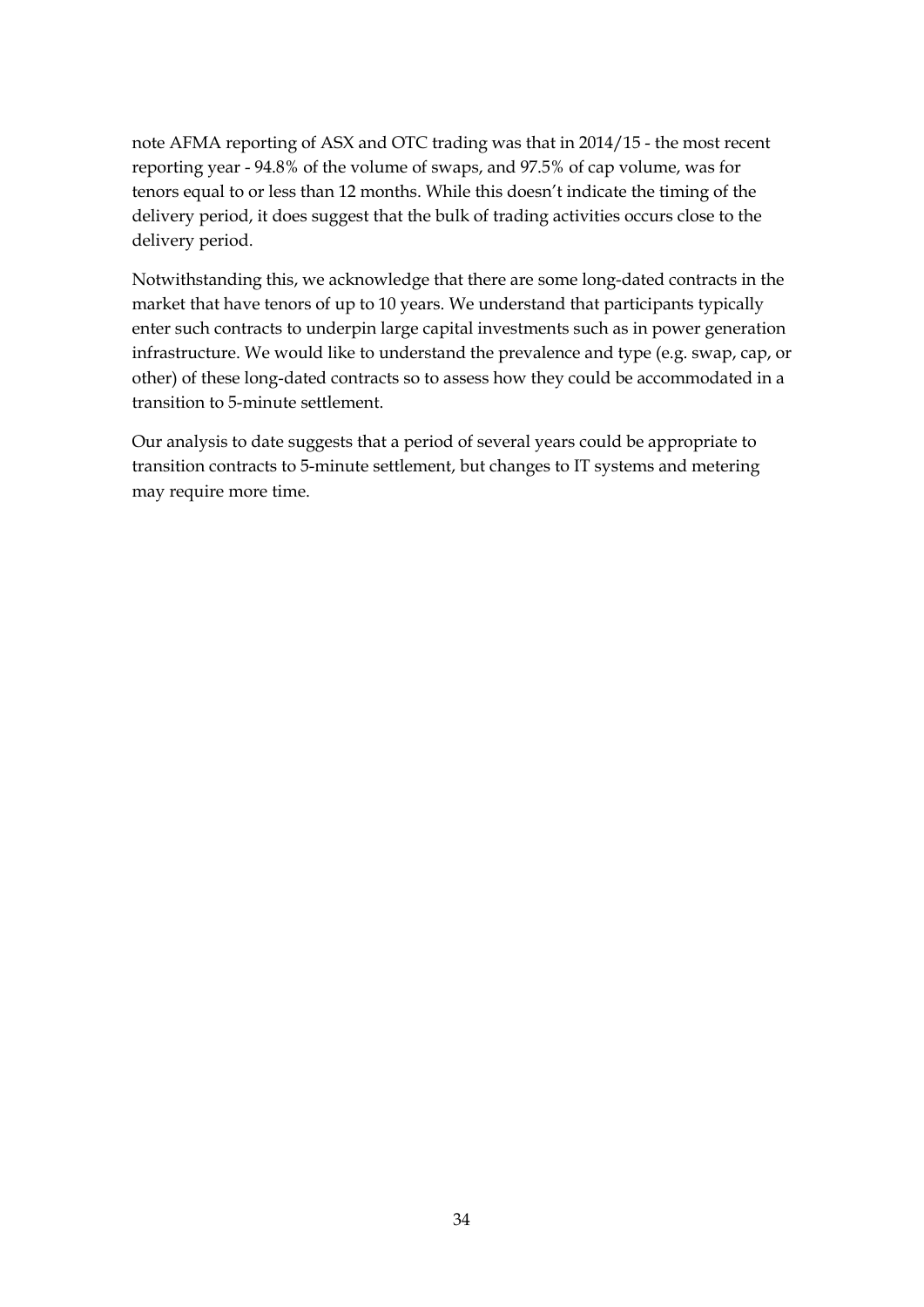note AFMA reporting of ASX and OTC trading was that in 2014/15 - the most recent reporting year - 94.8% of the volume of swaps, and 97.5% of cap volume, was for tenors equal to or less than 12 months. While this doesn't indicate the timing of the delivery period, it does suggest that the bulk of trading activities occurs close to the delivery period.

Notwithstanding this, we acknowledge that there are some long-dated contracts in the market that have tenors of up to 10 years. We understand that participants typically enter such contracts to underpin large capital investments such as in power generation infrastructure. We would like to understand the prevalence and type (e.g. swap, cap, or other) of these long-dated contracts so to assess how they could be accommodated in a transition to 5-minute settlement.

Our analysis to date suggests that a period of several years could be appropriate to transition contracts to 5-minute settlement, but changes to IT systems and metering may require more time.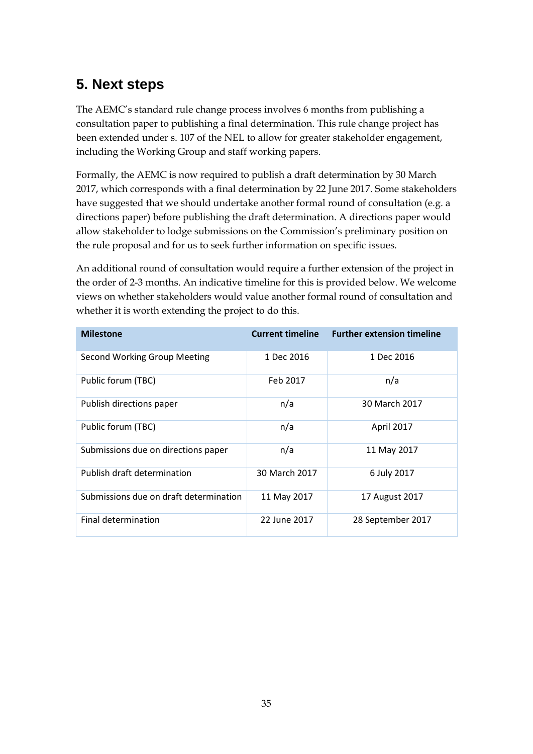## 5. Next steps

The AEMC's standard rule change process involves 6 months from publishing a consultation paper to publishing a final determination. This rule change project has been extended under s. 107 of the NEL to allow for greater stakeholder engagement, including the Working Group and staff working papers.

Formally, the AEMC is now required to publish a draft determination by 30 March 2017, which corresponds with a final determination by 22 June 2017. Some stakeholders have suggested that we should undertake another formal round of consultation (e.g. a directions paper) before publishing the draft determination. A directions paper would allow stakeholder to lodge submissions on the Commission's preliminary position on the rule proposal and for us to seek further information on specific issues.

An additional round of consultation would require a further extension of the project in the order of 2-3 months. An indicative timeline for this is provided below. We welcome views on whether stakeholders would value another formal round of consultation and whether it is worth extending the project to do this.

| Milestone | Current timeline | Further extension timeline |
|---|---|---|
| Second Working Group Meeting | 1 Dec 2016 | 1 Dec 2016 |
| Public forum (TBC) | Feb 2017 | n/a |
| Publish directions paper | n/a | 30 March 2017 |
| Public forum (TBC) | n/a | April 2017 |
| Submissions due on directions paper | n/a | 11 May 2017 |
| Publish draft determination | 30 March 2017 | 6 July 2017 |
| Submissions due on draft determination | 11 May 2017 | 17 August 2017 |
| Final determination | 22 June 2017 | 28 September 2017 |